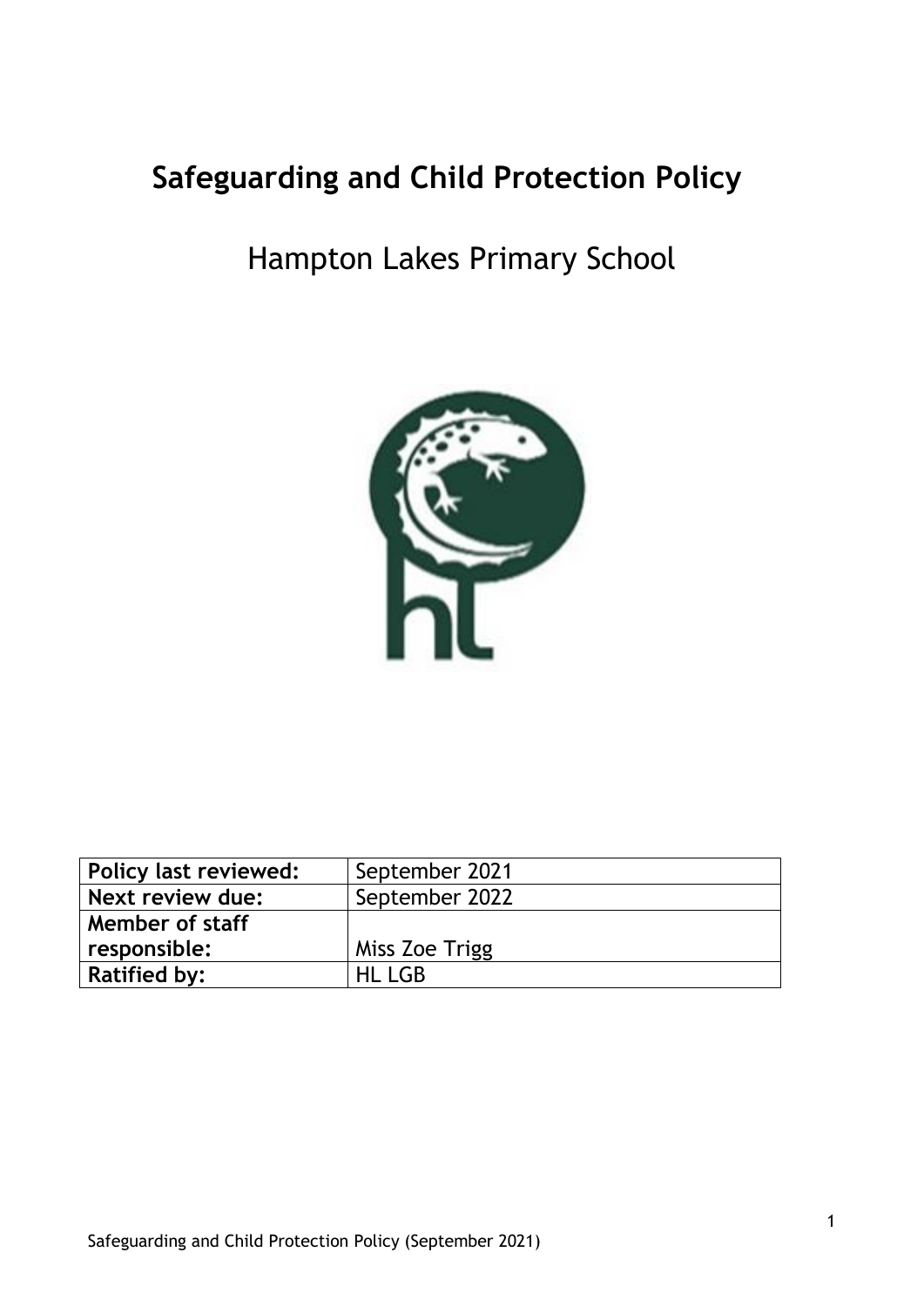# Safeguarding and Child Protection Policy

Hampton Lakes Primary School

| **Policy last reviewed:** | September 2021 |
|---|---|
| **Next review due:** | September 2022 |
| **Member of staff responsible:** | Miss Zoe Trigg |
| **Ratified by:** | HL LGB |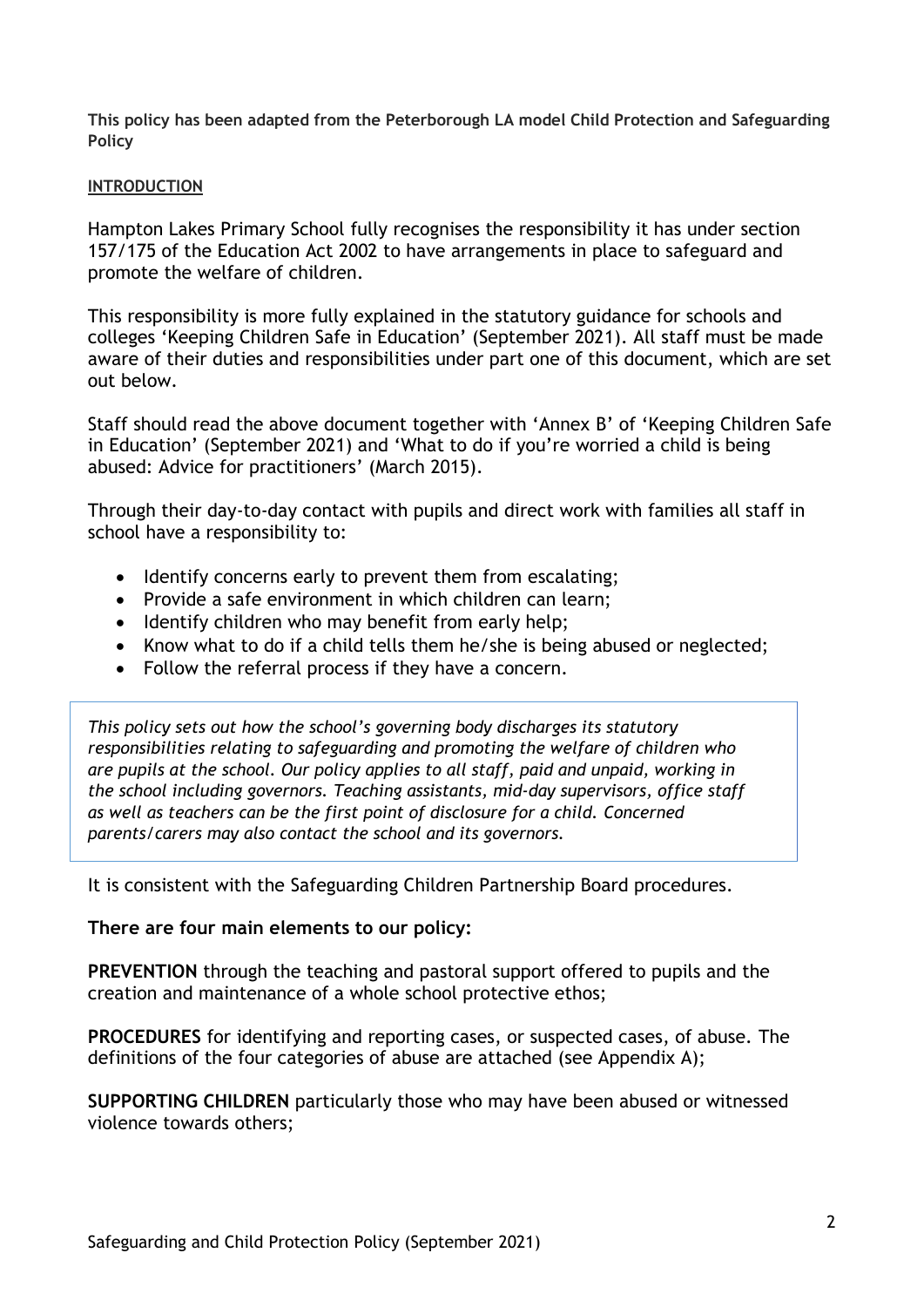**This policy has been adapted from the Peterborough LA model Child Protection and Safeguarding Policy**

## INTRODUCTION

Hampton Lakes Primary School fully recognises the responsibility it has under section 157/175 of the Education Act 2002 to have arrangements in place to safeguard and promote the welfare of children.

This responsibility is more fully explained in the statutory guidance for schools and colleges 'Keeping Children Safe in Education' (September 2021). All staff must be made aware of their duties and responsibilities under part one of this document, which are set out below.

Staff should read the above document together with 'Annex B' of 'Keeping Children Safe in Education' (September 2021) and 'What to do if you're worried a child is being abused: Advice for practitioners' (March 2015).

Through their day-to-day contact with pupils and direct work with families all staff in school have a responsibility to:

- Identify concerns early to prevent them from escalating;
- Provide a safe environment in which children can learn;
- Identify children who may benefit from early help;
- Know what to do if a child tells them he/she is being abused or neglected;
- Follow the referral process if they have a concern.

*This policy sets out how the school's governing body discharges its statutory responsibilities relating to safeguarding and promoting the welfare of children who are pupils at the school. Our policy applies to all staff, paid and unpaid, working in the school including governors. Teaching assistants, mid-day supervisors, office staff as well as teachers can be the first point of disclosure for a child. Concerned parents/carers may also contact the school and its governors.*

It is consistent with the Safeguarding Children Partnership Board procedures.

**There are four main elements to our policy:**

**PREVENTION** through the teaching and pastoral support offered to pupils and the creation and maintenance of a whole school protective ethos;

**PROCEDURES** for identifying and reporting cases, or suspected cases, of abuse. The definitions of the four categories of abuse are attached (see Appendix A);

**SUPPORTING CHILDREN** particularly those who may have been abused or witnessed violence towards others;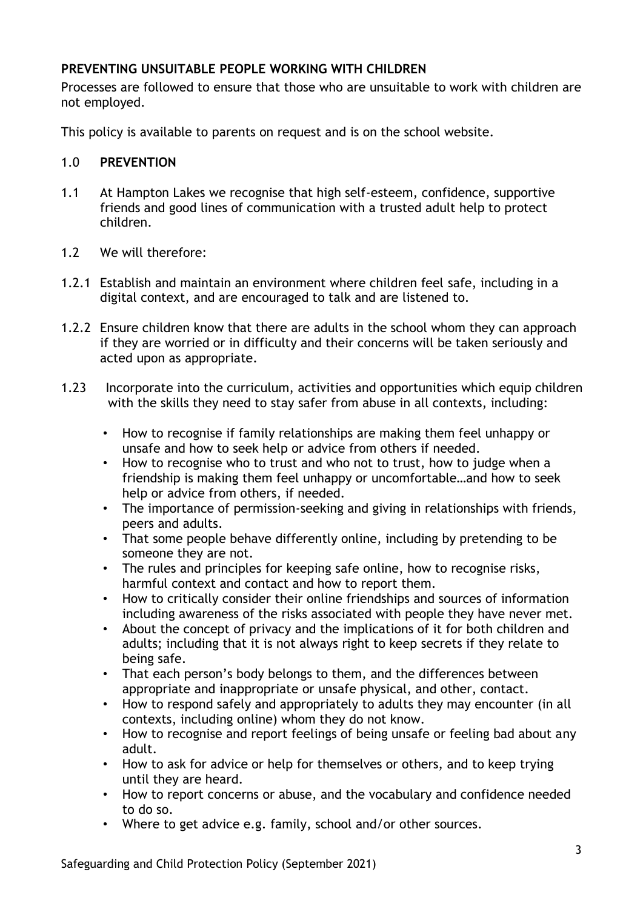**PREVENTING UNSUITABLE PEOPLE WORKING WITH CHILDREN**

Processes are followed to ensure that those who are unsuitable to work with children are not employed.

This policy is available to parents on request and is on the school website.

## 1.0 PREVENTION

1.1 At Hampton Lakes we recognise that high self-esteem, confidence, supportive friends and good lines of communication with a trusted adult help to protect children.

1.2 We will therefore:

1.2.1 Establish and maintain an environment where children feel safe, including in a digital context, and are encouraged to talk and are listened to.

1.2.2 Ensure children know that there are adults in the school whom they can approach if they are worried or in difficulty and their concerns will be taken seriously and acted upon as appropriate.

1.23 Incorporate into the curriculum, activities and opportunities which equip children with the skills they need to stay safer from abuse in all contexts, including:

- How to recognise if family relationships are making them feel unhappy or unsafe and how to seek help or advice from others if needed.
- How to recognise who to trust and who not to trust, how to judge when a friendship is making them feel unhappy or uncomfortable…and how to seek help or advice from others, if needed.
- The importance of permission-seeking and giving in relationships with friends, peers and adults.
- That some people behave differently online, including by pretending to be someone they are not.
- The rules and principles for keeping safe online, how to recognise risks, harmful context and contact and how to report them.
- How to critically consider their online friendships and sources of information including awareness of the risks associated with people they have never met.
- About the concept of privacy and the implications of it for both children and adults; including that it is not always right to keep secrets if they relate to being safe.
- That each person's body belongs to them, and the differences between appropriate and inappropriate or unsafe physical, and other, contact.
- How to respond safely and appropriately to adults they may encounter (in all contexts, including online) whom they do not know.
- How to recognise and report feelings of being unsafe or feeling bad about any adult.
- How to ask for advice or help for themselves or others, and to keep trying until they are heard.
- How to report concerns or abuse, and the vocabulary and confidence needed to do so.
- Where to get advice e.g. family, school and/or other sources.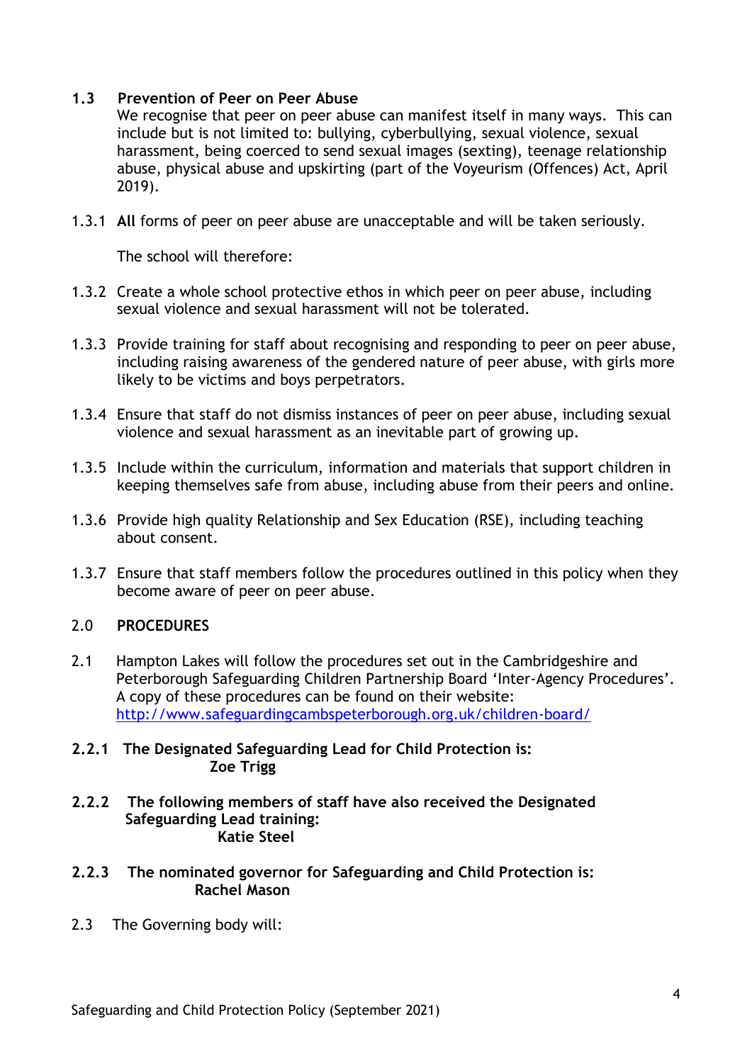### 1.3 Prevention of Peer on Peer Abuse

We recognise that peer on peer abuse can manifest itself in many ways. This can include but is not limited to: bullying, cyberbullying, sexual violence, sexual harassment, being coerced to send sexual images (sexting), teenage relationship abuse, physical abuse and upskirting (part of the Voyeurism (Offences) Act, April 2019).

1.3.1 **All** forms of peer on peer abuse are unacceptable and will be taken seriously.

The school will therefore:

1.3.2 Create a whole school protective ethos in which peer on peer abuse, including sexual violence and sexual harassment will not be tolerated.

1.3.3 Provide training for staff about recognising and responding to peer on peer abuse, including raising awareness of the gendered nature of peer abuse, with girls more likely to be victims and boys perpetrators.

1.3.4 Ensure that staff do not dismiss instances of peer on peer abuse, including sexual violence and sexual harassment as an inevitable part of growing up.

1.3.5 Include within the curriculum, information and materials that support children in keeping themselves safe from abuse, including abuse from their peers and online.

1.3.6 Provide high quality Relationship and Sex Education (RSE), including teaching about consent.

1.3.7 Ensure that staff members follow the procedures outlined in this policy when they become aware of peer on peer abuse.

## 2.0 PROCEDURES

2.1 Hampton Lakes will follow the procedures set out in the Cambridgeshire and Peterborough Safeguarding Children Partnership Board 'Inter-Agency Procedures'. A copy of these procedures can be found on their website: [http://www.safeguardingcambspeterborough.org.uk/children-board/](http://www.safeguardingcambspeterborough.org.uk/children-board/)

**2.2.1 The Designated Safeguarding Lead for Child Protection is:**
**Zoe Trigg**

**2.2.2 The following members of staff have also received the Designated Safeguarding Lead training:**
**Katie Steel**

**2.2.3 The nominated governor for Safeguarding and Child Protection is:**
**Rachel Mason**

2.3 The Governing body will: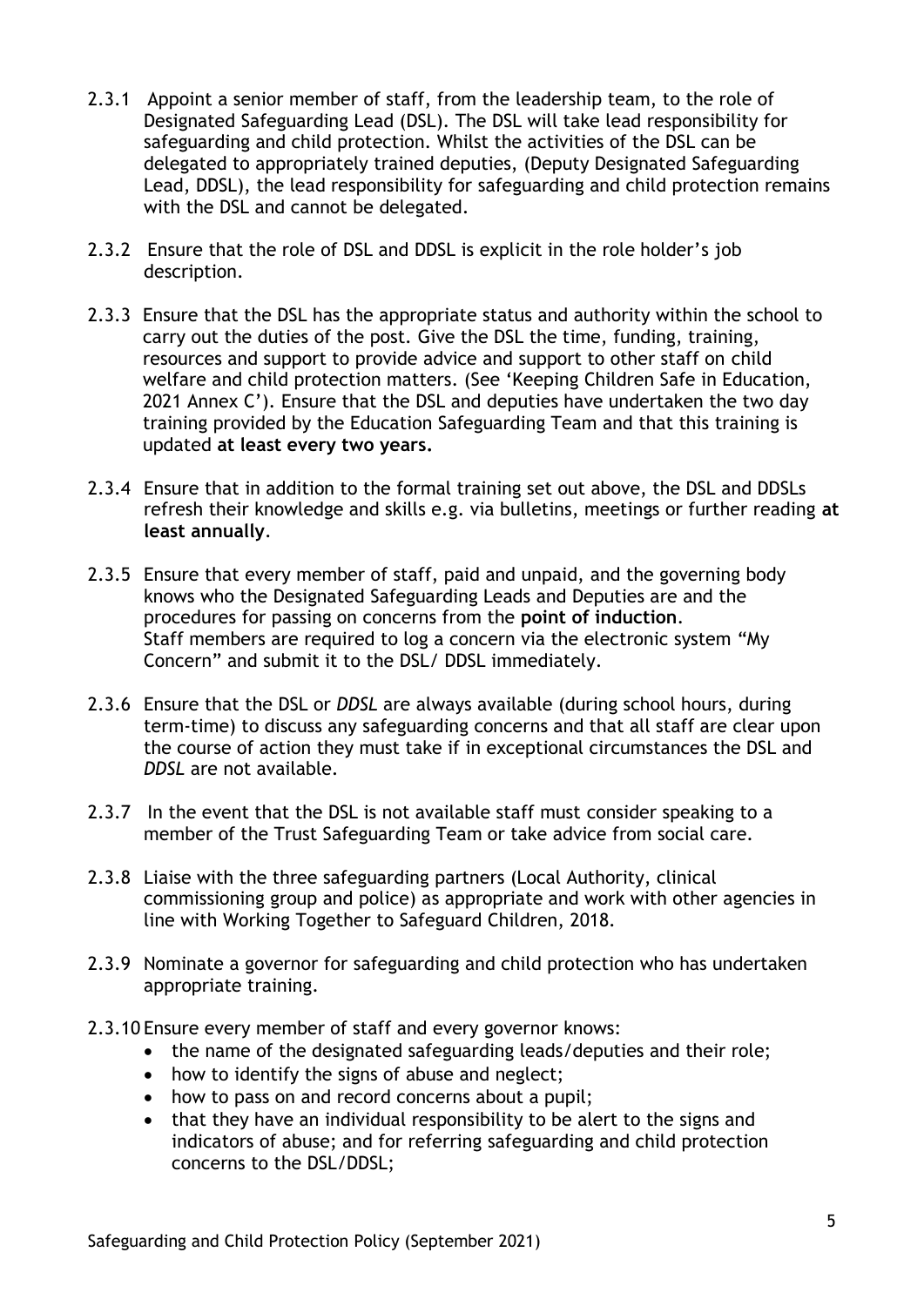2.3.1 Appoint a senior member of staff, from the leadership team, to the role of Designated Safeguarding Lead (DSL). The DSL will take lead responsibility for safeguarding and child protection. Whilst the activities of the DSL can be delegated to appropriately trained deputies, (Deputy Designated Safeguarding Lead, DDSL), the lead responsibility for safeguarding and child protection remains with the DSL and cannot be delegated.

2.3.2 Ensure that the role of DSL and DDSL is explicit in the role holder's job description.

2.3.3 Ensure that the DSL has the appropriate status and authority within the school to carry out the duties of the post. Give the DSL the time, funding, training, resources and support to provide advice and support to other staff on child welfare and child protection matters. (See 'Keeping Children Safe in Education, 2021 Annex C'). Ensure that the DSL and deputies have undertaken the two day training provided by the Education Safeguarding Team and that this training is updated **at least every two years.**

2.3.4 Ensure that in addition to the formal training set out above, the DSL and DDSLs refresh their knowledge and skills e.g. via bulletins, meetings or further reading **at least annually**.

2.3.5 Ensure that every member of staff, paid and unpaid, and the governing body knows who the Designated Safeguarding Leads and Deputies are and the procedures for passing on concerns from the **point of induction**. Staff members are required to log a concern via the electronic system "My Concern" and submit it to the DSL/ DDSL immediately.

2.3.6 Ensure that the DSL or *DDSL* are always available (during school hours, during term-time) to discuss any safeguarding concerns and that all staff are clear upon the course of action they must take if in exceptional circumstances the DSL and *DDSL* are not available.

2.3.7 In the event that the DSL is not available staff must consider speaking to a member of the Trust Safeguarding Team or take advice from social care.

2.3.8 Liaise with the three safeguarding partners (Local Authority, clinical commissioning group and police) as appropriate and work with other agencies in line with Working Together to Safeguard Children, 2018.

2.3.9 Nominate a governor for safeguarding and child protection who has undertaken appropriate training.

2.3.10 Ensure every member of staff and every governor knows:

- the name of the designated safeguarding leads/deputies and their role;
- how to identify the signs of abuse and neglect;
- how to pass on and record concerns about a pupil;
- that they have an individual responsibility to be alert to the signs and indicators of abuse; and for referring safeguarding and child protection concerns to the DSL/DDSL;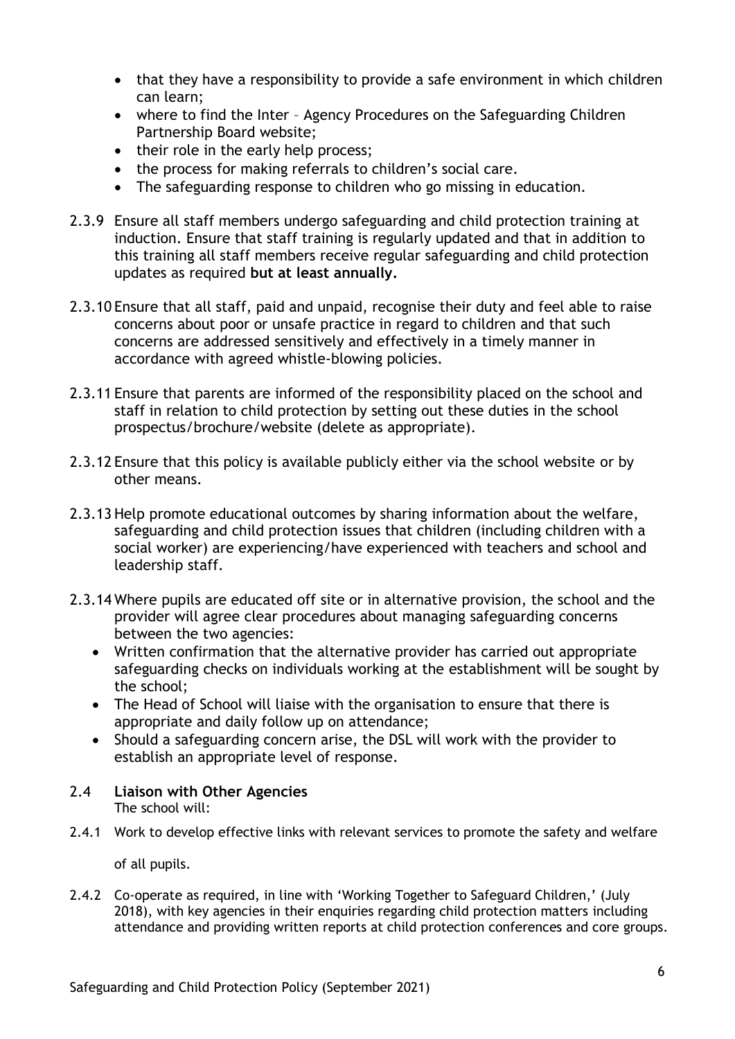- that they have a responsibility to provide a safe environment in which children can learn;
- where to find the Inter – Agency Procedures on the Safeguarding Children Partnership Board website;
- their role in the early help process;
- the process for making referrals to children's social care.
- The safeguarding response to children who go missing in education.

2.3.9 Ensure all staff members undergo safeguarding and child protection training at induction. Ensure that staff training is regularly updated and that in addition to this training all staff members receive regular safeguarding and child protection updates as required **but at least annually.**

2.3.10 Ensure that all staff, paid and unpaid, recognise their duty and feel able to raise concerns about poor or unsafe practice in regard to children and that such concerns are addressed sensitively and effectively in a timely manner in accordance with agreed whistle-blowing policies.

2.3.11 Ensure that parents are informed of the responsibility placed on the school and staff in relation to child protection by setting out these duties in the school prospectus/brochure/website (delete as appropriate).

2.3.12 Ensure that this policy is available publicly either via the school website or by other means.

2.3.13 Help promote educational outcomes by sharing information about the welfare, safeguarding and child protection issues that children (including children with a social worker) are experiencing/have experienced with teachers and school and leadership staff.

2.3.14 Where pupils are educated off site or in alternative provision, the school and the provider will agree clear procedures about managing safeguarding concerns between the two agencies:

- Written confirmation that the alternative provider has carried out appropriate safeguarding checks on individuals working at the establishment will be sought by the school;
- The Head of School will liaise with the organisation to ensure that there is appropriate and daily follow up on attendance;
- Should a safeguarding concern arise, the DSL will work with the provider to establish an appropriate level of response.

## 2.4 Liaison with Other Agencies

The school will:

2.4.1 Work to develop effective links with relevant services to promote the safety and welfare of all pupils.

2.4.2 Co-operate as required, in line with 'Working Together to Safeguard Children,' (July 2018), with key agencies in their enquiries regarding child protection matters including attendance and providing written reports at child protection conferences and core groups.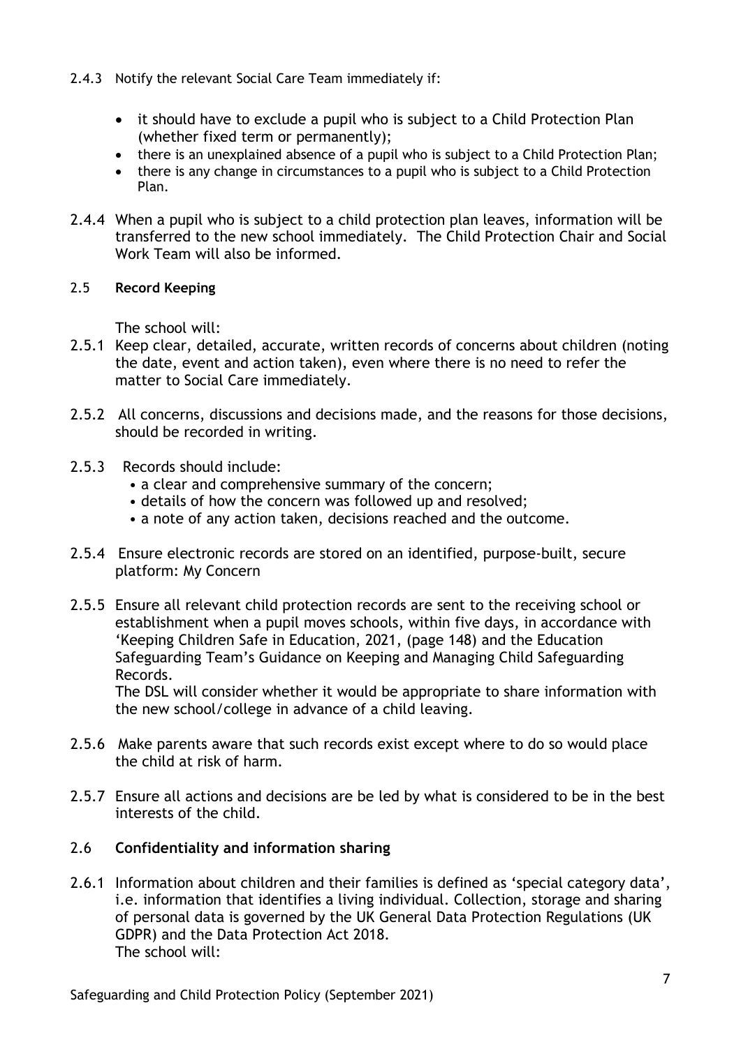2.4.3 Notify the relevant Social Care Team immediately if:

- it should have to exclude a pupil who is subject to a Child Protection Plan (whether fixed term or permanently);
- there is an unexplained absence of a pupil who is subject to a Child Protection Plan;
- there is any change in circumstances to a pupil who is subject to a Child Protection Plan.

2.4.4 When a pupil who is subject to a child protection plan leaves, information will be transferred to the new school immediately. The Child Protection Chair and Social Work Team will also be informed.

### 2.5 Record Keeping

The school will:

2.5.1 Keep clear, detailed, accurate, written records of concerns about children (noting the date, event and action taken), even where there is no need to refer the matter to Social Care immediately.

2.5.2 All concerns, discussions and decisions made, and the reasons for those decisions, should be recorded in writing.

2.5.3 Records should include:

- a clear and comprehensive summary of the concern;
- details of how the concern was followed up and resolved;
- a note of any action taken, decisions reached and the outcome.

2.5.4 Ensure electronic records are stored on an identified, purpose-built, secure platform: My Concern

2.5.5 Ensure all relevant child protection records are sent to the receiving school or establishment when a pupil moves schools, within five days, in accordance with 'Keeping Children Safe in Education, 2021, (page 148) and the Education Safeguarding Team's Guidance on Keeping and Managing Child Safeguarding Records.
The DSL will consider whether it would be appropriate to share information with the new school/college in advance of a child leaving.

2.5.6 Make parents aware that such records exist except where to do so would place the child at risk of harm.

2.5.7 Ensure all actions and decisions are be led by what is considered to be in the best interests of the child.

### 2.6 Confidentiality and information sharing

2.6.1 Information about children and their families is defined as 'special category data', i.e. information that identifies a living individual. Collection, storage and sharing of personal data is governed by the UK General Data Protection Regulations (UK GDPR) and the Data Protection Act 2018.
The school will: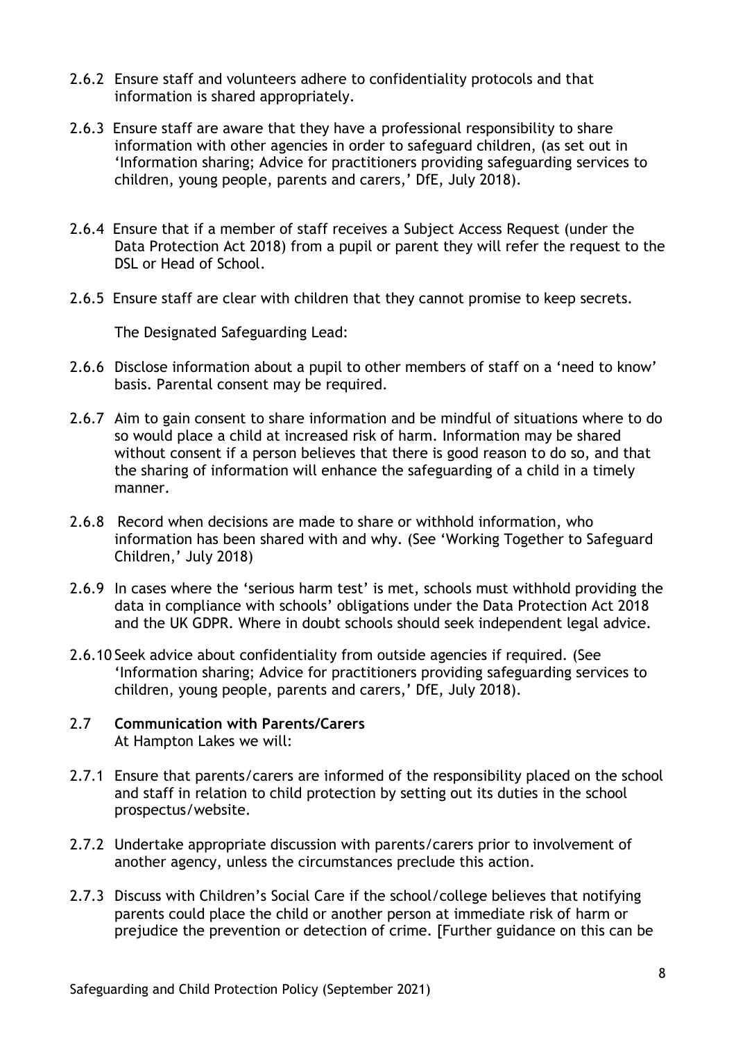2.6.2 Ensure staff and volunteers adhere to confidentiality protocols and that information is shared appropriately.

2.6.3 Ensure staff are aware that they have a professional responsibility to share information with other agencies in order to safeguard children, (as set out in 'Information sharing; Advice for practitioners providing safeguarding services to children, young people, parents and carers,' DfE, July 2018).

2.6.4 Ensure that if a member of staff receives a Subject Access Request (under the Data Protection Act 2018) from a pupil or parent they will refer the request to the DSL or Head of School.

2.6.5 Ensure staff are clear with children that they cannot promise to keep secrets.

The Designated Safeguarding Lead:

2.6.6 Disclose information about a pupil to other members of staff on a 'need to know' basis. Parental consent may be required.

2.6.7 Aim to gain consent to share information and be mindful of situations where to do so would place a child at increased risk of harm. Information may be shared without consent if a person believes that there is good reason to do so, and that the sharing of information will enhance the safeguarding of a child in a timely manner.

2.6.8 Record when decisions are made to share or withhold information, who information has been shared with and why. (See 'Working Together to Safeguard Children,' July 2018)

2.6.9 In cases where the 'serious harm test' is met, schools must withhold providing the data in compliance with schools' obligations under the Data Protection Act 2018 and the UK GDPR. Where in doubt schools should seek independent legal advice.

2.6.10 Seek advice about confidentiality from outside agencies if required. (See 'Information sharing; Advice for practitioners providing safeguarding services to children, young people, parents and carers,' DfE, July 2018).

## 2.7 Communication with Parents/Carers

At Hampton Lakes we will:

2.7.1 Ensure that parents/carers are informed of the responsibility placed on the school and staff in relation to child protection by setting out its duties in the school prospectus/website.

2.7.2 Undertake appropriate discussion with parents/carers prior to involvement of another agency, unless the circumstances preclude this action.

2.7.3 Discuss with Children's Social Care if the school/college believes that notifying parents could place the child or another person at immediate risk of harm or prejudice the prevention or detection of crime. [Further guidance on this can be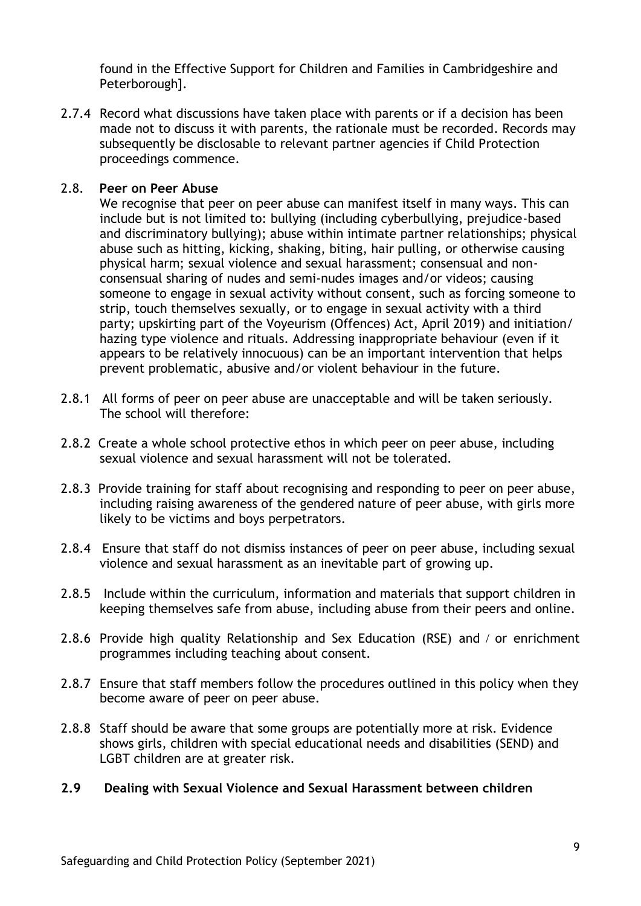found in the Effective Support for Children and Families in Cambridgeshire and Peterborough].

2.7.4 Record what discussions have taken place with parents or if a decision has been made not to discuss it with parents, the rationale must be recorded. Records may subsequently be disclosable to relevant partner agencies if Child Protection proceedings commence.

## 2.8. Peer on Peer Abuse

We recognise that peer on peer abuse can manifest itself in many ways. This can include but is not limited to: bullying (including cyberbullying, prejudice-based and discriminatory bullying); abuse within intimate partner relationships; physical abuse such as hitting, kicking, shaking, biting, hair pulling, or otherwise causing physical harm; sexual violence and sexual harassment; consensual and non-consensual sharing of nudes and semi-nudes images and/or videos; causing someone to engage in sexual activity without consent, such as forcing someone to strip, touch themselves sexually, or to engage in sexual activity with a third party; upskirting part of the Voyeurism (Offences) Act, April 2019) and initiation/ hazing type violence and rituals. Addressing inappropriate behaviour (even if it appears to be relatively innocuous) can be an important intervention that helps prevent problematic, abusive and/or violent behaviour in the future.

2.8.1 All forms of peer on peer abuse are unacceptable and will be taken seriously. The school will therefore:

2.8.2 Create a whole school protective ethos in which peer on peer abuse, including sexual violence and sexual harassment will not be tolerated.

2.8.3 Provide training for staff about recognising and responding to peer on peer abuse, including raising awareness of the gendered nature of peer abuse, with girls more likely to be victims and boys perpetrators.

2.8.4 Ensure that staff do not dismiss instances of peer on peer abuse, including sexual violence and sexual harassment as an inevitable part of growing up.

2.8.5 Include within the curriculum, information and materials that support children in keeping themselves safe from abuse, including abuse from their peers and online.

2.8.6 Provide high quality Relationship and Sex Education (RSE) and / or enrichment programmes including teaching about consent.

2.8.7 Ensure that staff members follow the procedures outlined in this policy when they become aware of peer on peer abuse.

2.8.8 Staff should be aware that some groups are potentially more at risk. Evidence shows girls, children with special educational needs and disabilities (SEND) and LGBT children are at greater risk.

## 2.9 Dealing with Sexual Violence and Sexual Harassment between children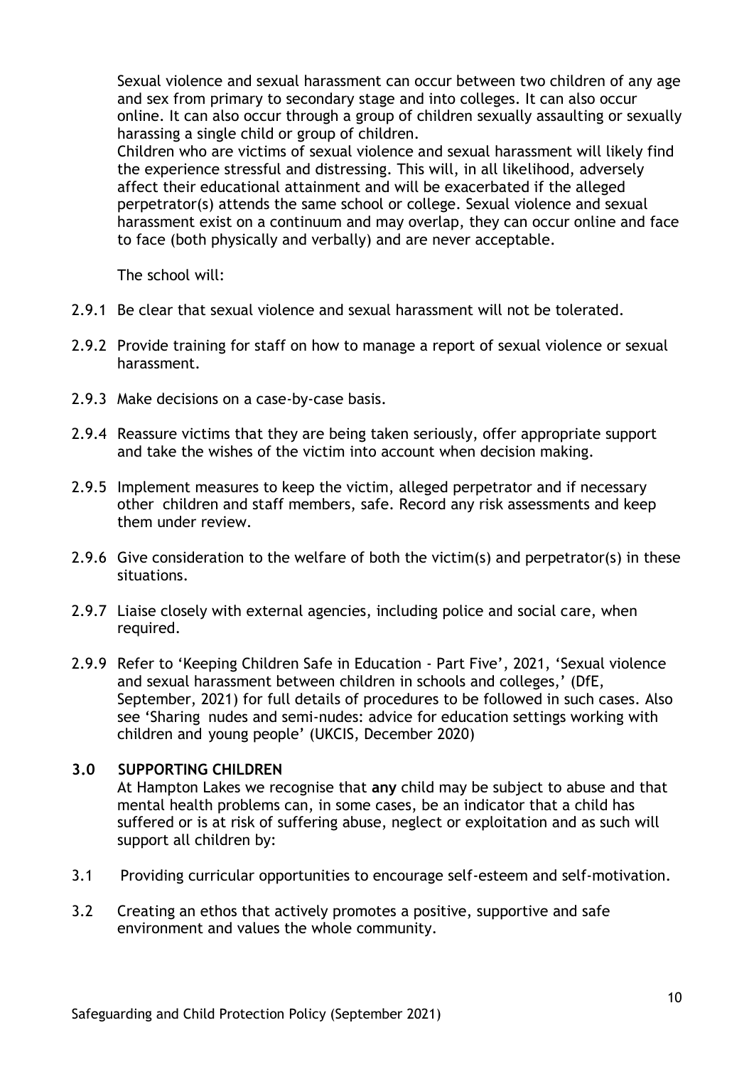Sexual violence and sexual harassment can occur between two children of any age and sex from primary to secondary stage and into colleges. It can also occur online. It can also occur through a group of children sexually assaulting or sexually harassing a single child or group of children.
Children who are victims of sexual violence and sexual harassment will likely find the experience stressful and distressing. This will, in all likelihood, adversely affect their educational attainment and will be exacerbated if the alleged perpetrator(s) attends the same school or college. Sexual violence and sexual harassment exist on a continuum and may overlap, they can occur online and face to face (both physically and verbally) and are never acceptable.

The school will:

2.9.1 Be clear that sexual violence and sexual harassment will not be tolerated.

2.9.2 Provide training for staff on how to manage a report of sexual violence or sexual harassment.

2.9.3 Make decisions on a case-by-case basis.

2.9.4 Reassure victims that they are being taken seriously, offer appropriate support and take the wishes of the victim into account when decision making.

2.9.5 Implement measures to keep the victim, alleged perpetrator and if necessary other children and staff members, safe. Record any risk assessments and keep them under review.

2.9.6 Give consideration to the welfare of both the victim(s) and perpetrator(s) in these situations.

2.9.7 Liaise closely with external agencies, including police and social care, when required.

2.9.9 Refer to 'Keeping Children Safe in Education - Part Five', 2021, 'Sexual violence and sexual harassment between children in schools and colleges,' (DfE, September, 2021) for full details of procedures to be followed in such cases. Also see 'Sharing nudes and semi-nudes: advice for education settings working with children and young people' (UKCIS, December 2020)

## 3.0 SUPPORTING CHILDREN

At Hampton Lakes we recognise that **any** child may be subject to abuse and that mental health problems can, in some cases, be an indicator that a child has suffered or is at risk of suffering abuse, neglect or exploitation and as such will support all children by:

3.1 Providing curricular opportunities to encourage self-esteem and self-motivation.

3.2 Creating an ethos that actively promotes a positive, supportive and safe environment and values the whole community.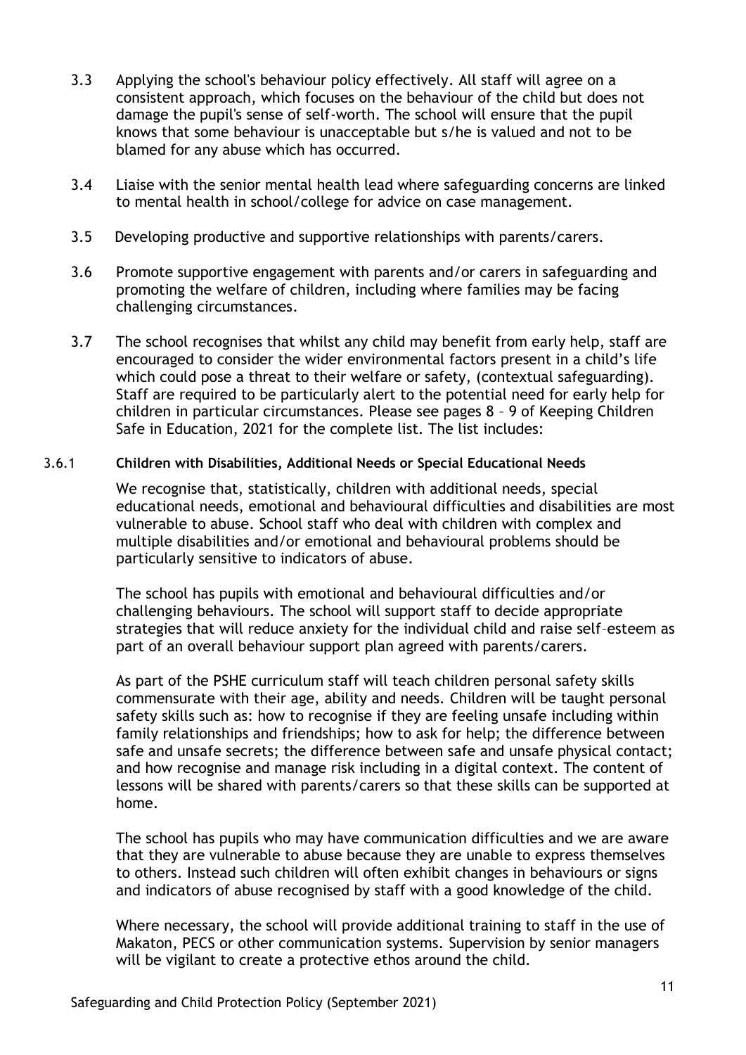3.3 Applying the school's behaviour policy effectively. All staff will agree on a consistent approach, which focuses on the behaviour of the child but does not damage the pupil's sense of self-worth. The school will ensure that the pupil knows that some behaviour is unacceptable but s/he is valued and not to be blamed for any abuse which has occurred.

3.4 Liaise with the senior mental health lead where safeguarding concerns are linked to mental health in school/college for advice on case management.

3.5 Developing productive and supportive relationships with parents/carers.

3.6 Promote supportive engagement with parents and/or carers in safeguarding and promoting the welfare of children, including where families may be facing challenging circumstances.

3.7 The school recognises that whilst any child may benefit from early help, staff are encouraged to consider the wider environmental factors present in a child's life which could pose a threat to their welfare or safety, (contextual safeguarding). Staff are required to be particularly alert to the potential need for early help for children in particular circumstances. Please see pages 8 – 9 of Keeping Children Safe in Education, 2021 for the complete list. The list includes:

3.6.1 **Children with Disabilities, Additional Needs or Special Educational Needs**

We recognise that, statistically, children with additional needs, special educational needs, emotional and behavioural difficulties and disabilities are most vulnerable to abuse. School staff who deal with children with complex and multiple disabilities and/or emotional and behavioural problems should be particularly sensitive to indicators of abuse.

The school has pupils with emotional and behavioural difficulties and/or challenging behaviours. The school will support staff to decide appropriate strategies that will reduce anxiety for the individual child and raise self–esteem as part of an overall behaviour support plan agreed with parents/carers.

As part of the PSHE curriculum staff will teach children personal safety skills commensurate with their age, ability and needs. Children will be taught personal safety skills such as: how to recognise if they are feeling unsafe including within family relationships and friendships; how to ask for help; the difference between safe and unsafe secrets; the difference between safe and unsafe physical contact; and how recognise and manage risk including in a digital context. The content of lessons will be shared with parents/carers so that these skills can be supported at home.

The school has pupils who may have communication difficulties and we are aware that they are vulnerable to abuse because they are unable to express themselves to others. Instead such children will often exhibit changes in behaviours or signs and indicators of abuse recognised by staff with a good knowledge of the child.

Where necessary, the school will provide additional training to staff in the use of Makaton, PECS or other communication systems. Supervision by senior managers will be vigilant to create a protective ethos around the child.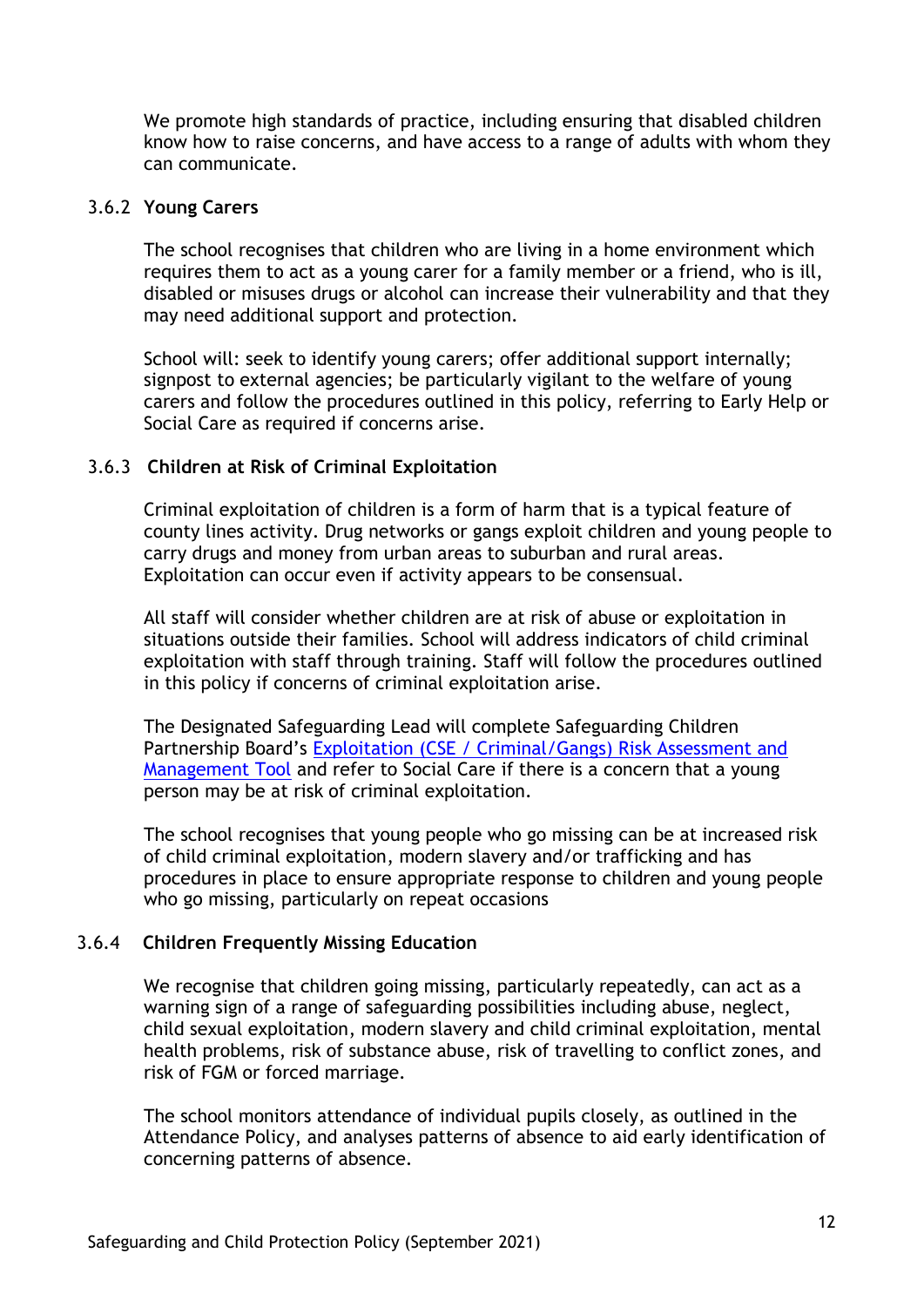We promote high standards of practice, including ensuring that disabled children know how to raise concerns, and have access to a range of adults with whom they can communicate.

#### 3.6.2 Young Carers

The school recognises that children who are living in a home environment which requires them to act as a young carer for a family member or a friend, who is ill, disabled or misuses drugs or alcohol can increase their vulnerability and that they may need additional support and protection.

School will: seek to identify young carers; offer additional support internally; signpost to external agencies; be particularly vigilant to the welfare of young carers and follow the procedures outlined in this policy, referring to Early Help or Social Care as required if concerns arise.

#### 3.6.3 Children at Risk of Criminal Exploitation

Criminal exploitation of children is a form of harm that is a typical feature of county lines activity. Drug networks or gangs exploit children and young people to carry drugs and money from urban areas to suburban and rural areas. Exploitation can occur even if activity appears to be consensual.

All staff will consider whether children are at risk of abuse or exploitation in situations outside their families. School will address indicators of child criminal exploitation with staff through training. Staff will follow the procedures outlined in this policy if concerns of criminal exploitation arise.

The Designated Safeguarding Lead will complete Safeguarding Children Partnership Board's Exploitation (CSE / Criminal/Gangs) Risk Assessment and Management Tool and refer to Social Care if there is a concern that a young person may be at risk of criminal exploitation.

The school recognises that young people who go missing can be at increased risk of child criminal exploitation, modern slavery and/or trafficking and has procedures in place to ensure appropriate response to children and young people who go missing, particularly on repeat occasions

#### 3.6.4 Children Frequently Missing Education

We recognise that children going missing, particularly repeatedly, can act as a warning sign of a range of safeguarding possibilities including abuse, neglect, child sexual exploitation, modern slavery and child criminal exploitation, mental health problems, risk of substance abuse, risk of travelling to conflict zones, and risk of FGM or forced marriage.

The school monitors attendance of individual pupils closely, as outlined in the Attendance Policy, and analyses patterns of absence to aid early identification of concerning patterns of absence.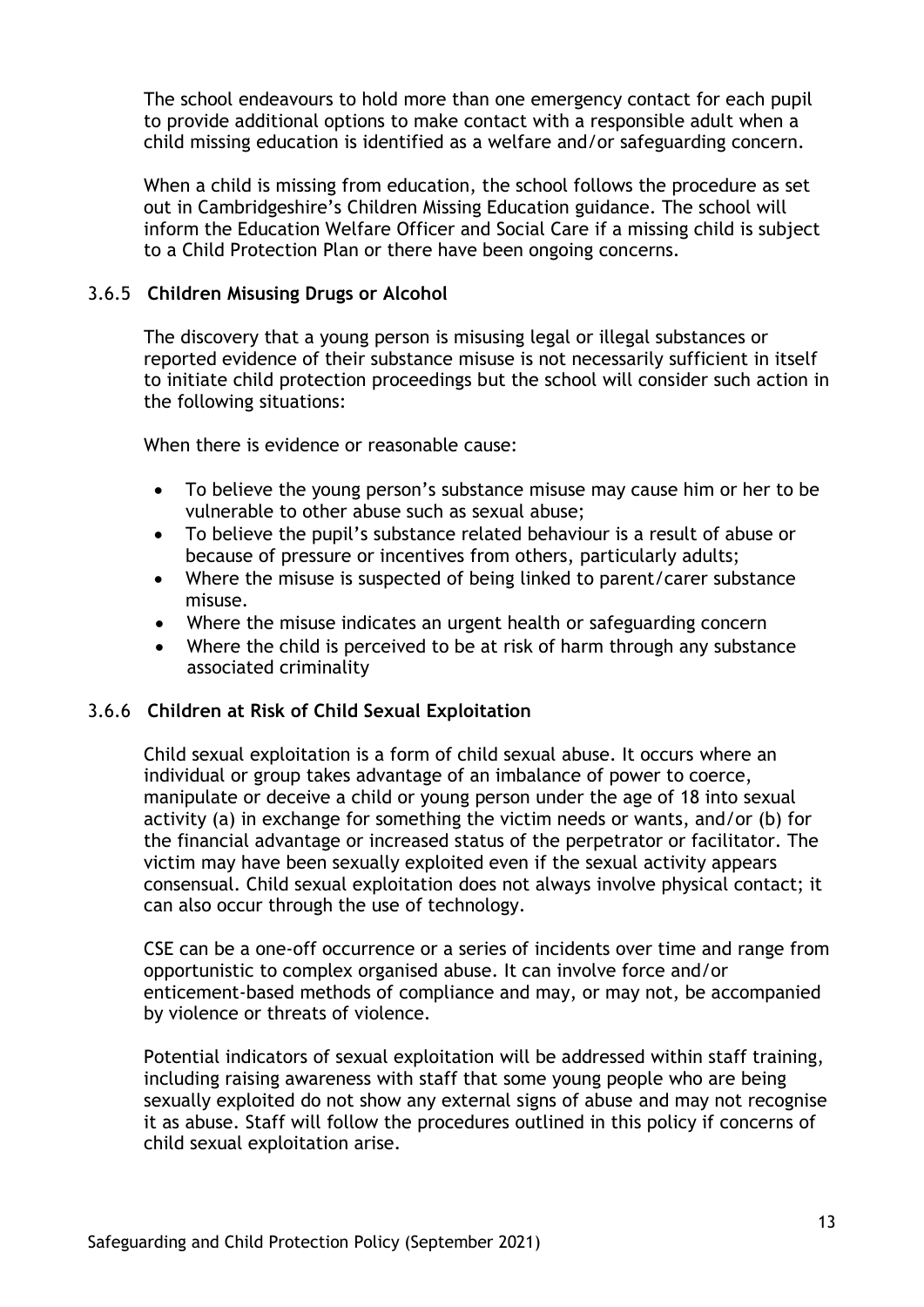The school endeavours to hold more than one emergency contact for each pupil to provide additional options to make contact with a responsible adult when a child missing education is identified as a welfare and/or safeguarding concern.

When a child is missing from education, the school follows the procedure as set out in Cambridgeshire's Children Missing Education guidance. The school will inform the Education Welfare Officer and Social Care if a missing child is subject to a Child Protection Plan or there have been ongoing concerns.

#### 3.6.5 **Children Misusing Drugs or Alcohol**

The discovery that a young person is misusing legal or illegal substances or reported evidence of their substance misuse is not necessarily sufficient in itself to initiate child protection proceedings but the school will consider such action in the following situations:

When there is evidence or reasonable cause:

- To believe the young person's substance misuse may cause him or her to be vulnerable to other abuse such as sexual abuse;
- To believe the pupil's substance related behaviour is a result of abuse or because of pressure or incentives from others, particularly adults;
- Where the misuse is suspected of being linked to parent/carer substance misuse.
- Where the misuse indicates an urgent health or safeguarding concern
- Where the child is perceived to be at risk of harm through any substance associated criminality

#### 3.6.6 **Children at Risk of Child Sexual Exploitation**

Child sexual exploitation is a form of child sexual abuse. It occurs where an individual or group takes advantage of an imbalance of power to coerce, manipulate or deceive a child or young person under the age of 18 into sexual activity (a) in exchange for something the victim needs or wants, and/or (b) for the financial advantage or increased status of the perpetrator or facilitator. The victim may have been sexually exploited even if the sexual activity appears consensual. Child sexual exploitation does not always involve physical contact; it can also occur through the use of technology.

CSE can be a one-off occurrence or a series of incidents over time and range from opportunistic to complex organised abuse. It can involve force and/or enticement-based methods of compliance and may, or may not, be accompanied by violence or threats of violence.

Potential indicators of sexual exploitation will be addressed within staff training, including raising awareness with staff that some young people who are being sexually exploited do not show any external signs of abuse and may not recognise it as abuse. Staff will follow the procedures outlined in this policy if concerns of child sexual exploitation arise.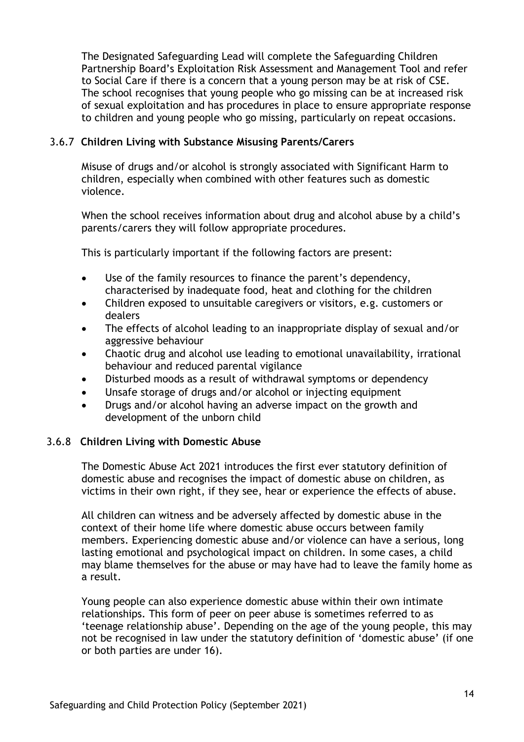The Designated Safeguarding Lead will complete the Safeguarding Children Partnership Board's Exploitation Risk Assessment and Management Tool and refer to Social Care if there is a concern that a young person may be at risk of CSE. The school recognises that young people who go missing can be at increased risk of sexual exploitation and has procedures in place to ensure appropriate response to children and young people who go missing, particularly on repeat occasions.

### 3.6.7 Children Living with Substance Misusing Parents/Carers

Misuse of drugs and/or alcohol is strongly associated with Significant Harm to children, especially when combined with other features such as domestic violence.

When the school receives information about drug and alcohol abuse by a child's parents/carers they will follow appropriate procedures.

This is particularly important if the following factors are present:

- Use of the family resources to finance the parent's dependency, characterised by inadequate food, heat and clothing for the children
- Children exposed to unsuitable caregivers or visitors, e.g. customers or dealers
- The effects of alcohol leading to an inappropriate display of sexual and/or aggressive behaviour
- Chaotic drug and alcohol use leading to emotional unavailability, irrational behaviour and reduced parental vigilance
- Disturbed moods as a result of withdrawal symptoms or dependency
- Unsafe storage of drugs and/or alcohol or injecting equipment
- Drugs and/or alcohol having an adverse impact on the growth and development of the unborn child

### 3.6.8 Children Living with Domestic Abuse

The Domestic Abuse Act 2021 introduces the first ever statutory definition of domestic abuse and recognises the impact of domestic abuse on children, as victims in their own right, if they see, hear or experience the effects of abuse.

All children can witness and be adversely affected by domestic abuse in the context of their home life where domestic abuse occurs between family members. Experiencing domestic abuse and/or violence can have a serious, long lasting emotional and psychological impact on children. In some cases, a child may blame themselves for the abuse or may have had to leave the family home as a result.

Young people can also experience domestic abuse within their own intimate relationships. This form of peer on peer abuse is sometimes referred to as 'teenage relationship abuse'. Depending on the age of the young people, this may not be recognised in law under the statutory definition of 'domestic abuse' (if one or both parties are under 16).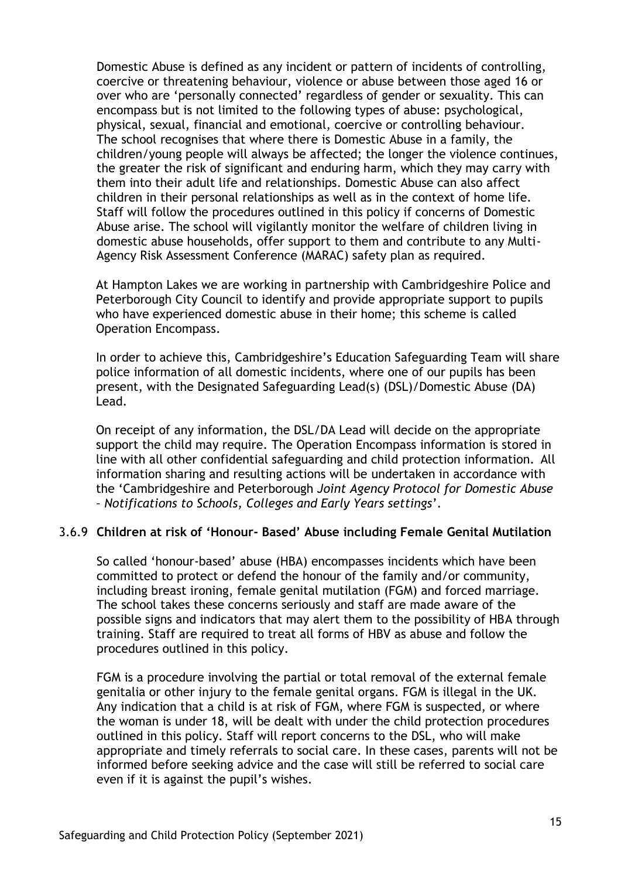Domestic Abuse is defined as any incident or pattern of incidents of controlling, coercive or threatening behaviour, violence or abuse between those aged 16 or over who are 'personally connected' regardless of gender or sexuality. This can encompass but is not limited to the following types of abuse: psychological, physical, sexual, financial and emotional, coercive or controlling behaviour. The school recognises that where there is Domestic Abuse in a family, the children/young people will always be affected; the longer the violence continues, the greater the risk of significant and enduring harm, which they may carry with them into their adult life and relationships. Domestic Abuse can also affect children in their personal relationships as well as in the context of home life. Staff will follow the procedures outlined in this policy if concerns of Domestic Abuse arise. The school will vigilantly monitor the welfare of children living in domestic abuse households, offer support to them and contribute to any Multi-Agency Risk Assessment Conference (MARAC) safety plan as required.

At Hampton Lakes we are working in partnership with Cambridgeshire Police and Peterborough City Council to identify and provide appropriate support to pupils who have experienced domestic abuse in their home; this scheme is called Operation Encompass.

In order to achieve this, Cambridgeshire's Education Safeguarding Team will share police information of all domestic incidents, where one of our pupils has been present, with the Designated Safeguarding Lead(s) (DSL)/Domestic Abuse (DA) Lead.

On receipt of any information, the DSL/DA Lead will decide on the appropriate support the child may require. The Operation Encompass information is stored in line with all other confidential safeguarding and child protection information. All information sharing and resulting actions will be undertaken in accordance with the 'Cambridgeshire and Peterborough *Joint Agency Protocol for Domestic Abuse – Notifications to Schools, Colleges and Early Years settings*'.

### 3.6.9 Children at risk of 'Honour- Based' Abuse including Female Genital Mutilation

So called 'honour-based' abuse (HBA) encompasses incidents which have been committed to protect or defend the honour of the family and/or community, including breast ironing, female genital mutilation (FGM) and forced marriage. The school takes these concerns seriously and staff are made aware of the possible signs and indicators that may alert them to the possibility of HBA through training. Staff are required to treat all forms of HBV as abuse and follow the procedures outlined in this policy.

FGM is a procedure involving the partial or total removal of the external female genitalia or other injury to the female genital organs. FGM is illegal in the UK. Any indication that a child is at risk of FGM, where FGM is suspected, or where the woman is under 18, will be dealt with under the child protection procedures outlined in this policy. Staff will report concerns to the DSL, who will make appropriate and timely referrals to social care. In these cases, parents will not be informed before seeking advice and the case will still be referred to social care even if it is against the pupil's wishes.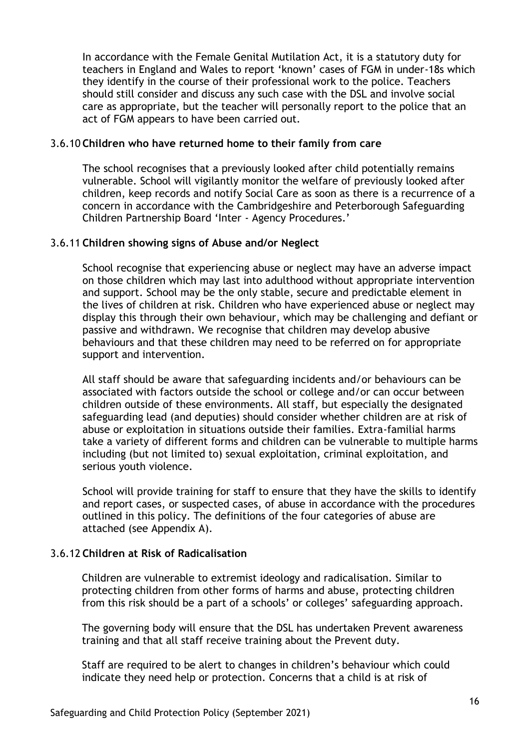In accordance with the Female Genital Mutilation Act, it is a statutory duty for teachers in England and Wales to report 'known' cases of FGM in under-18s which they identify in the course of their professional work to the police. Teachers should still consider and discuss any such case with the DSL and involve social care as appropriate, but the teacher will personally report to the police that an act of FGM appears to have been carried out.

### 3.6.10 Children who have returned home to their family from care

The school recognises that a previously looked after child potentially remains vulnerable. School will vigilantly monitor the welfare of previously looked after children, keep records and notify Social Care as soon as there is a recurrence of a concern in accordance with the Cambridgeshire and Peterborough Safeguarding Children Partnership Board 'Inter - Agency Procedures.'

### 3.6.11 Children showing signs of Abuse and/or Neglect

School recognise that experiencing abuse or neglect may have an adverse impact on those children which may last into adulthood without appropriate intervention and support. School may be the only stable, secure and predictable element in the lives of children at risk. Children who have experienced abuse or neglect may display this through their own behaviour, which may be challenging and defiant or passive and withdrawn. We recognise that children may develop abusive behaviours and that these children may need to be referred on for appropriate support and intervention.

All staff should be aware that safeguarding incidents and/or behaviours can be associated with factors outside the school or college and/or can occur between children outside of these environments. All staff, but especially the designated safeguarding lead (and deputies) should consider whether children are at risk of abuse or exploitation in situations outside their families. Extra-familial harms take a variety of different forms and children can be vulnerable to multiple harms including (but not limited to) sexual exploitation, criminal exploitation, and serious youth violence.

School will provide training for staff to ensure that they have the skills to identify and report cases, or suspected cases, of abuse in accordance with the procedures outlined in this policy. The definitions of the four categories of abuse are attached (see Appendix A).

### 3.6.12 Children at Risk of Radicalisation

Children are vulnerable to extremist ideology and radicalisation. Similar to protecting children from other forms of harms and abuse, protecting children from this risk should be a part of a schools' or colleges' safeguarding approach.

The governing body will ensure that the DSL has undertaken Prevent awareness training and that all staff receive training about the Prevent duty.

Staff are required to be alert to changes in children's behaviour which could indicate they need help or protection. Concerns that a child is at risk of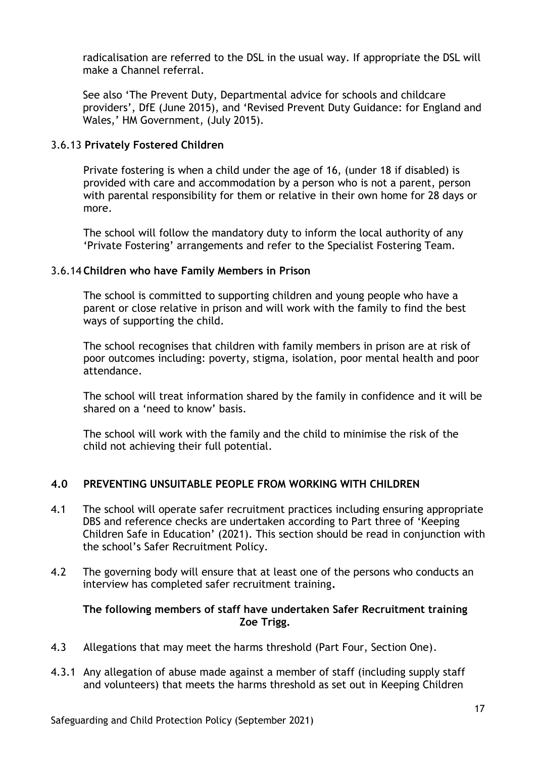radicalisation are referred to the DSL in the usual way. If appropriate the DSL will make a Channel referral.

See also 'The Prevent Duty, Departmental advice for schools and childcare providers', DfE (June 2015), and 'Revised Prevent Duty Guidance: for England and Wales,' HM Government, (July 2015).

### 3.6.13 **Privately Fostered Children**

Private fostering is when a child under the age of 16, (under 18 if disabled) is provided with care and accommodation by a person who is not a parent, person with parental responsibility for them or relative in their own home for 28 days or more.

The school will follow the mandatory duty to inform the local authority of any 'Private Fostering' arrangements and refer to the Specialist Fostering Team.

### 3.6.14 **Children who have Family Members in Prison**

The school is committed to supporting children and young people who have a parent or close relative in prison and will work with the family to find the best ways of supporting the child.

The school recognises that children with family members in prison are at risk of poor outcomes including: poverty, stigma, isolation, poor mental health and poor attendance.

The school will treat information shared by the family in confidence and it will be shared on a 'need to know' basis.

The school will work with the family and the child to minimise the risk of the child not achieving their full potential.

## 4.0 PREVENTING UNSUITABLE PEOPLE FROM WORKING WITH CHILDREN

4.1 The school will operate safer recruitment practices including ensuring appropriate DBS and reference checks are undertaken according to Part three of 'Keeping Children Safe in Education' (2021). This section should be read in conjunction with the school's Safer Recruitment Policy.

4.2 The governing body will ensure that at least one of the persons who conducts an interview has completed safer recruitment training**.**

**The following members of staff have undertaken Safer Recruitment training Zoe Trigg.**

4.3 Allegations that may meet the harms threshold (Part Four, Section One).

4.3.1 Any allegation of abuse made against a member of staff (including supply staff and volunteers) that meets the harms threshold as set out in Keeping Children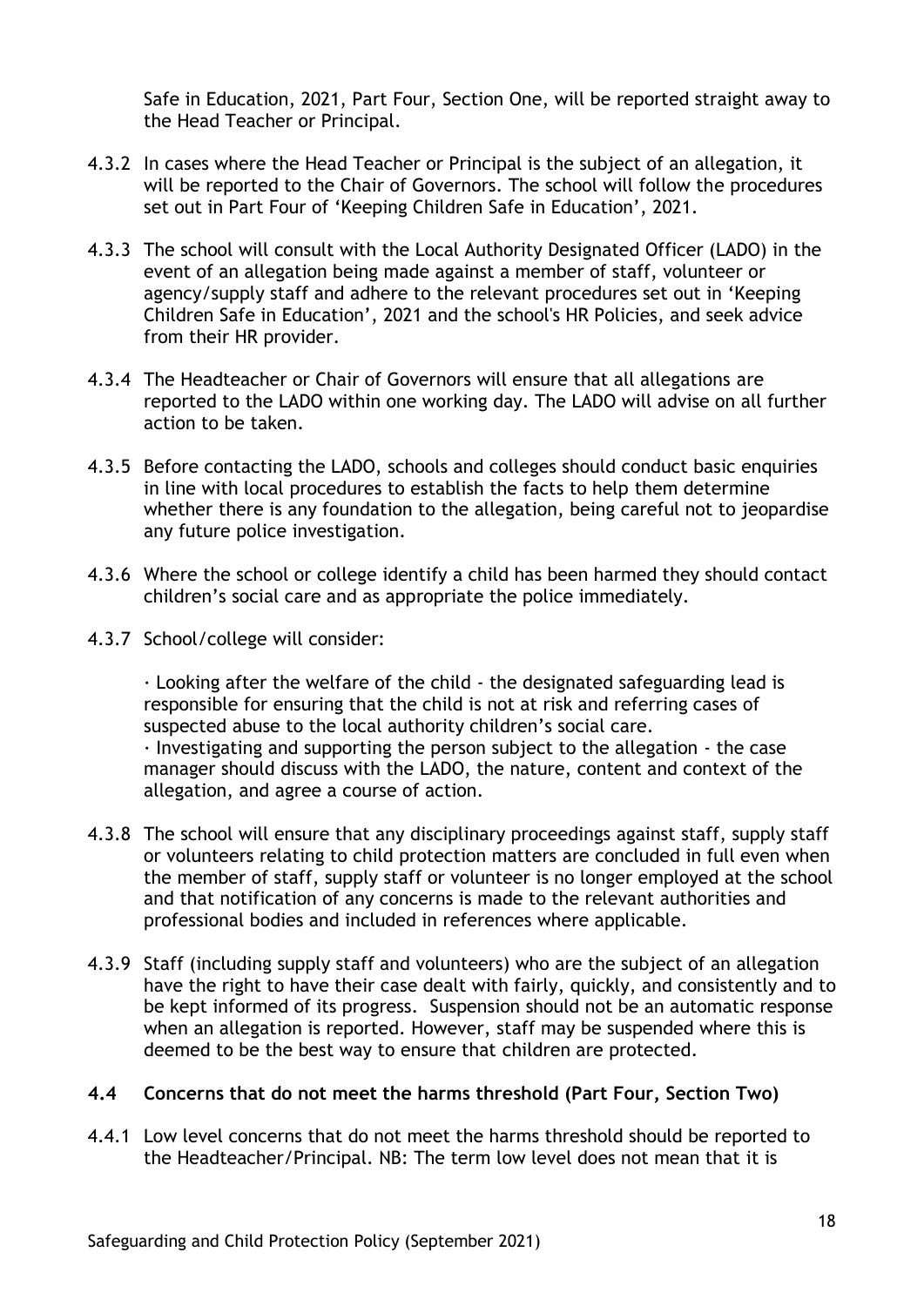Safe in Education, 2021, Part Four, Section One, will be reported straight away to the Head Teacher or Principal.

4.3.2 In cases where the Head Teacher or Principal is the subject of an allegation, it will be reported to the Chair of Governors. The school will follow the procedures set out in Part Four of 'Keeping Children Safe in Education', 2021.

4.3.3 The school will consult with the Local Authority Designated Officer (LADO) in the event of an allegation being made against a member of staff, volunteer or agency/supply staff and adhere to the relevant procedures set out in 'Keeping Children Safe in Education', 2021 and the school's HR Policies, and seek advice from their HR provider.

4.3.4 The Headteacher or Chair of Governors will ensure that all allegations are reported to the LADO within one working day. The LADO will advise on all further action to be taken.

4.3.5 Before contacting the LADO, schools and colleges should conduct basic enquiries in line with local procedures to establish the facts to help them determine whether there is any foundation to the allegation, being careful not to jeopardise any future police investigation.

4.3.6 Where the school or college identify a child has been harmed they should contact children's social care and as appropriate the police immediately.

4.3.7 School/college will consider:

· Looking after the welfare of the child - the designated safeguarding lead is responsible for ensuring that the child is not at risk and referring cases of suspected abuse to the local authority children's social care.
· Investigating and supporting the person subject to the allegation - the case manager should discuss with the LADO, the nature, content and context of the allegation, and agree a course of action.

4.3.8 The school will ensure that any disciplinary proceedings against staff, supply staff or volunteers relating to child protection matters are concluded in full even when the member of staff, supply staff or volunteer is no longer employed at the school and that notification of any concerns is made to the relevant authorities and professional bodies and included in references where applicable.

4.3.9 Staff (including supply staff and volunteers) who are the subject of an allegation have the right to have their case dealt with fairly, quickly, and consistently and to be kept informed of its progress. Suspension should not be an automatic response when an allegation is reported. However, staff may be suspended where this is deemed to be the best way to ensure that children are protected.

### 4.4 Concerns that do not meet the harms threshold (Part Four, Section Two)

4.4.1 Low level concerns that do not meet the harms threshold should be reported to the Headteacher/Principal. NB: The term low level does not mean that it is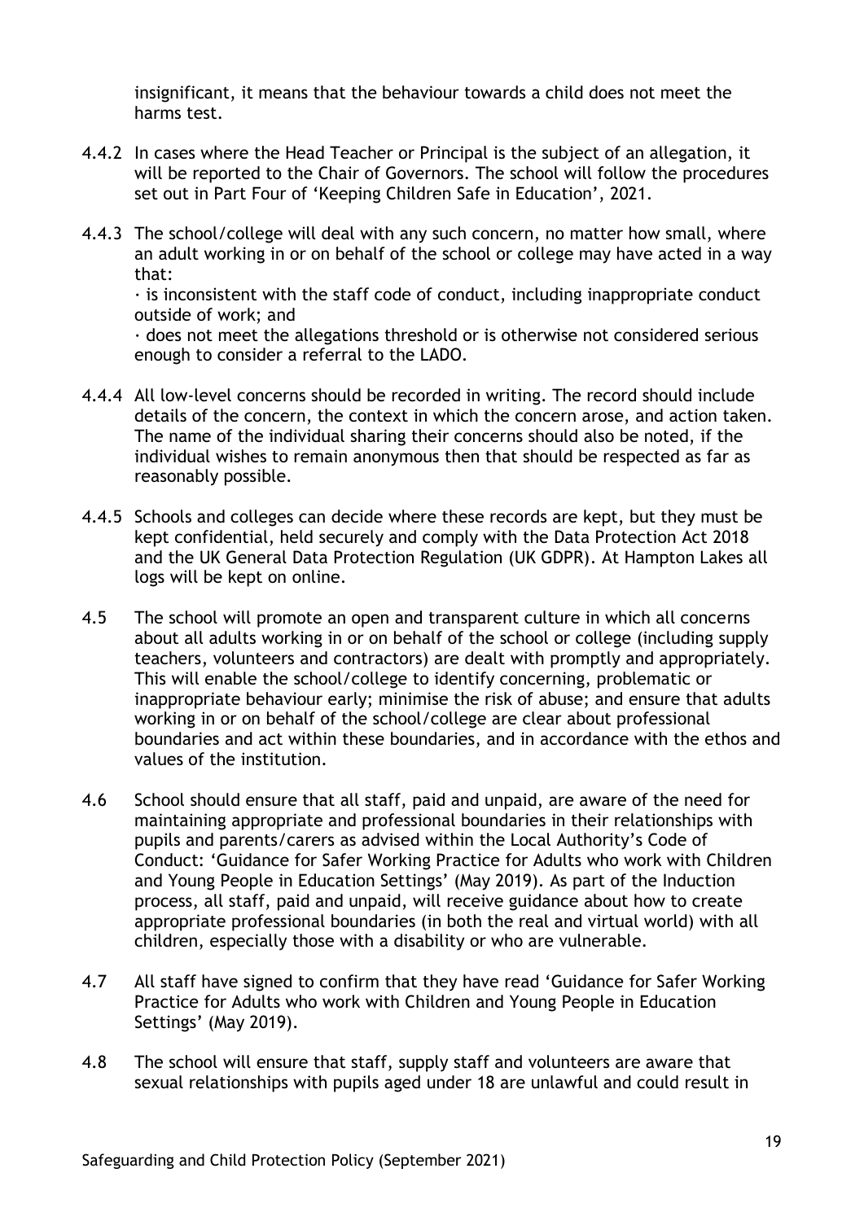insignificant, it means that the behaviour towards a child does not meet the harms test.

4.4.2 In cases where the Head Teacher or Principal is the subject of an allegation, it will be reported to the Chair of Governors. The school will follow the procedures set out in Part Four of 'Keeping Children Safe in Education', 2021.

4.4.3 The school/college will deal with any such concern, no matter how small, where an adult working in or on behalf of the school or college may have acted in a way that:

· is inconsistent with the staff code of conduct, including inappropriate conduct outside of work; and

· does not meet the allegations threshold or is otherwise not considered serious enough to consider a referral to the LADO.

4.4.4 All low-level concerns should be recorded in writing. The record should include details of the concern, the context in which the concern arose, and action taken. The name of the individual sharing their concerns should also be noted, if the individual wishes to remain anonymous then that should be respected as far as reasonably possible.

4.4.5 Schools and colleges can decide where these records are kept, but they must be kept confidential, held securely and comply with the Data Protection Act 2018 and the UK General Data Protection Regulation (UK GDPR). At Hampton Lakes all logs will be kept on online.

4.5 The school will promote an open and transparent culture in which all concerns about all adults working in or on behalf of the school or college (including supply teachers, volunteers and contractors) are dealt with promptly and appropriately. This will enable the school/college to identify concerning, problematic or inappropriate behaviour early; minimise the risk of abuse; and ensure that adults working in or on behalf of the school/college are clear about professional boundaries and act within these boundaries, and in accordance with the ethos and values of the institution.

4.6 School should ensure that all staff, paid and unpaid, are aware of the need for maintaining appropriate and professional boundaries in their relationships with pupils and parents/carers as advised within the Local Authority's Code of Conduct: 'Guidance for Safer Working Practice for Adults who work with Children and Young People in Education Settings' (May 2019). As part of the Induction process, all staff, paid and unpaid, will receive guidance about how to create appropriate professional boundaries (in both the real and virtual world) with all children, especially those with a disability or who are vulnerable.

4.7 All staff have signed to confirm that they have read 'Guidance for Safer Working Practice for Adults who work with Children and Young People in Education Settings' (May 2019).

4.8 The school will ensure that staff, supply staff and volunteers are aware that sexual relationships with pupils aged under 18 are unlawful and could result in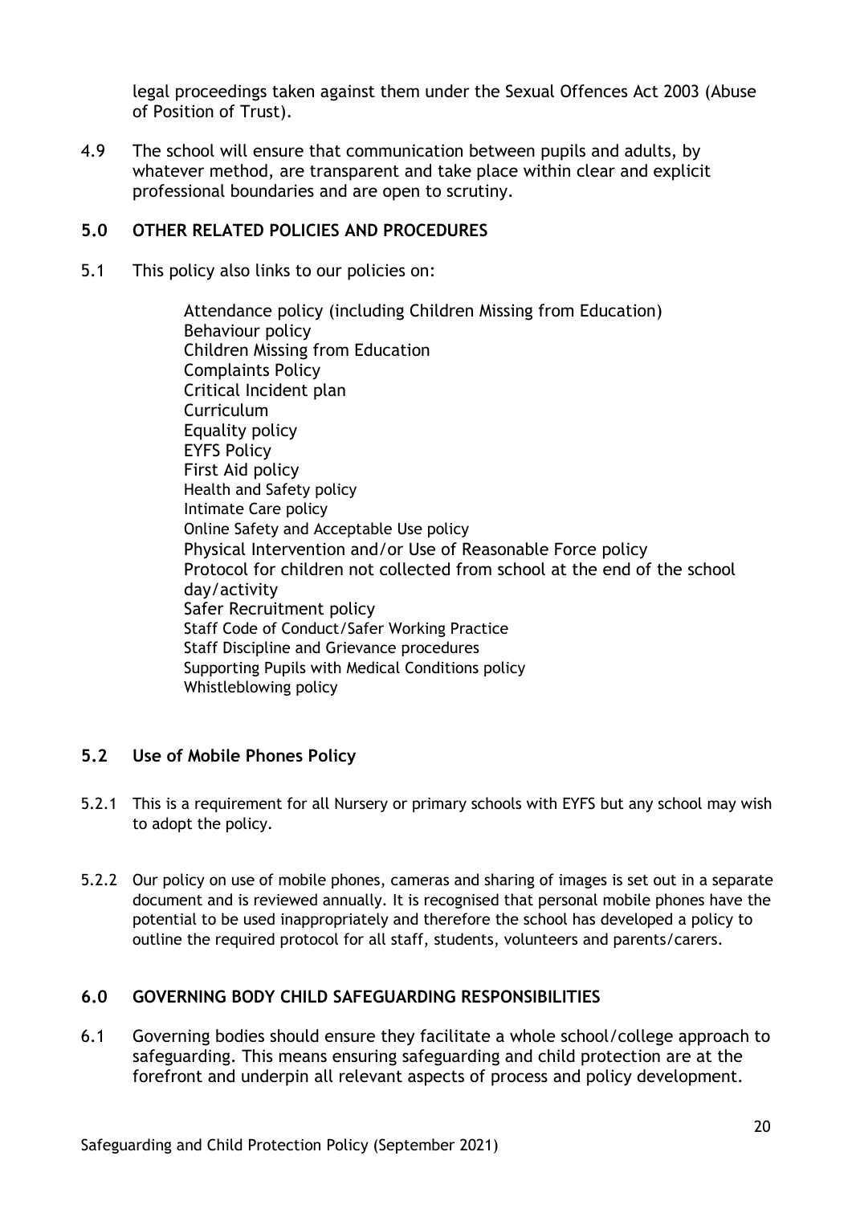legal proceedings taken against them under the Sexual Offences Act 2003 (Abuse of Position of Trust).

4.9 The school will ensure that communication between pupils and adults, by whatever method, are transparent and take place within clear and explicit professional boundaries and are open to scrutiny.

## 5.0 OTHER RELATED POLICIES AND PROCEDURES

5.1 This policy also links to our policies on:

- Attendance policy (including Children Missing from Education)
- Behaviour policy
- Children Missing from Education
- Complaints Policy
- Critical Incident plan
- Curriculum
- Equality policy
- EYFS Policy
- First Aid policy
- Health and Safety policy
- Intimate Care policy
- Online Safety and Acceptable Use policy
- Physical Intervention and/or Use of Reasonable Force policy
- Protocol for children not collected from school at the end of the school day/activity
- Safer Recruitment policy
- Staff Code of Conduct/Safer Working Practice
- Staff Discipline and Grievance procedures
- Supporting Pupils with Medical Conditions policy
- Whistleblowing policy

### 5.2 Use of Mobile Phones Policy

5.2.1 This is a requirement for all Nursery or primary schools with EYFS but any school may wish to adopt the policy.

5.2.2 Our policy on use of mobile phones, cameras and sharing of images is set out in a separate document and is reviewed annually. It is recognised that personal mobile phones have the potential to be used inappropriately and therefore the school has developed a policy to outline the required protocol for all staff, students, volunteers and parents/carers.

## 6.0 GOVERNING BODY CHILD SAFEGUARDING RESPONSIBILITIES

6.1 Governing bodies should ensure they facilitate a whole school/college approach to safeguarding. This means ensuring safeguarding and child protection are at the forefront and underpin all relevant aspects of process and policy development.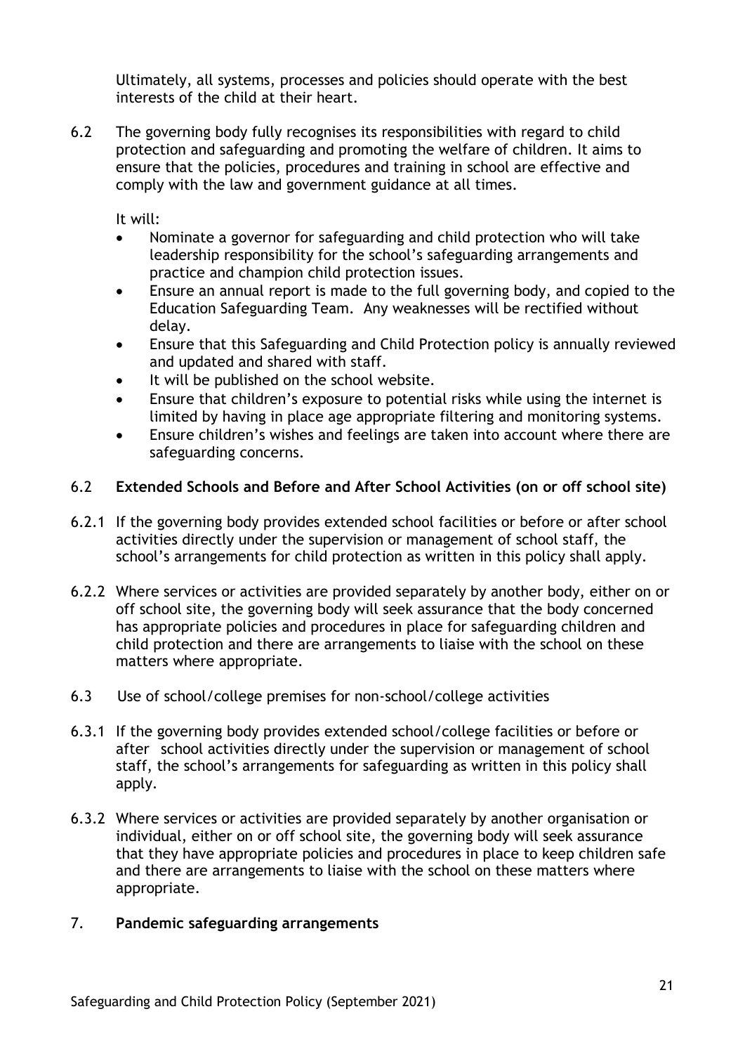Ultimately, all systems, processes and policies should operate with the best interests of the child at their heart.

6.2 The governing body fully recognises its responsibilities with regard to child protection and safeguarding and promoting the welfare of children. It aims to ensure that the policies, procedures and training in school are effective and comply with the law and government guidance at all times.

It will:

- Nominate a governor for safeguarding and child protection who will take leadership responsibility for the school's safeguarding arrangements and practice and champion child protection issues.
- Ensure an annual report is made to the full governing body, and copied to the Education Safeguarding Team. Any weaknesses will be rectified without delay.
- Ensure that this Safeguarding and Child Protection policy is annually reviewed and updated and shared with staff.
- It will be published on the school website.
- Ensure that children's exposure to potential risks while using the internet is limited by having in place age appropriate filtering and monitoring systems.
- Ensure children's wishes and feelings are taken into account where there are safeguarding concerns.

## 6.2 Extended Schools and Before and After School Activities (on or off school site)

6.2.1 If the governing body provides extended school facilities or before or after school activities directly under the supervision or management of school staff, the school's arrangements for child protection as written in this policy shall apply.

6.2.2 Where services or activities are provided separately by another body, either on or off school site, the governing body will seek assurance that the body concerned has appropriate policies and procedures in place for safeguarding children and child protection and there are arrangements to liaise with the school on these matters where appropriate.

6.3 Use of school/college premises for non-school/college activities

6.3.1 If the governing body provides extended school/college facilities or before or after school activities directly under the supervision or management of school staff, the school's arrangements for safeguarding as written in this policy shall apply.

6.3.2 Where services or activities are provided separately by another organisation or individual, either on or off school site, the governing body will seek assurance that they have appropriate policies and procedures in place to keep children safe and there are arrangements to liaise with the school on these matters where appropriate.

## 7. Pandemic safeguarding arrangements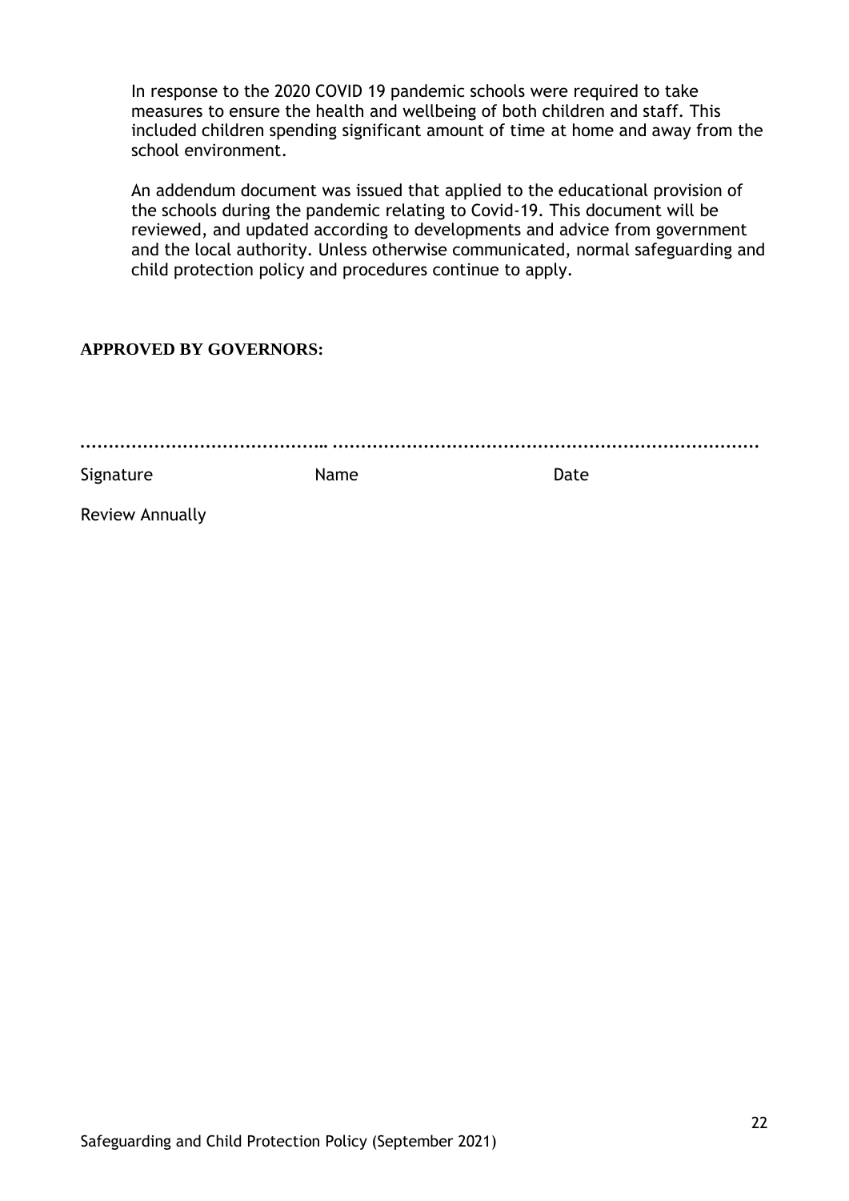In response to the 2020 COVID 19 pandemic schools were required to take measures to ensure the health and wellbeing of both children and staff. This included children spending significant amount of time at home and away from the school environment.

An addendum document was issued that applied to the educational provision of the schools during the pandemic relating to Covid-19. This document will be reviewed, and updated according to developments and advice from government and the local authority. Unless otherwise communicated, normal safeguarding and child protection policy and procedures continue to apply.

**APPROVED BY GOVERNORS:**

………………………………………… ……………………………………………………………………

Signature Name Date

Review Annually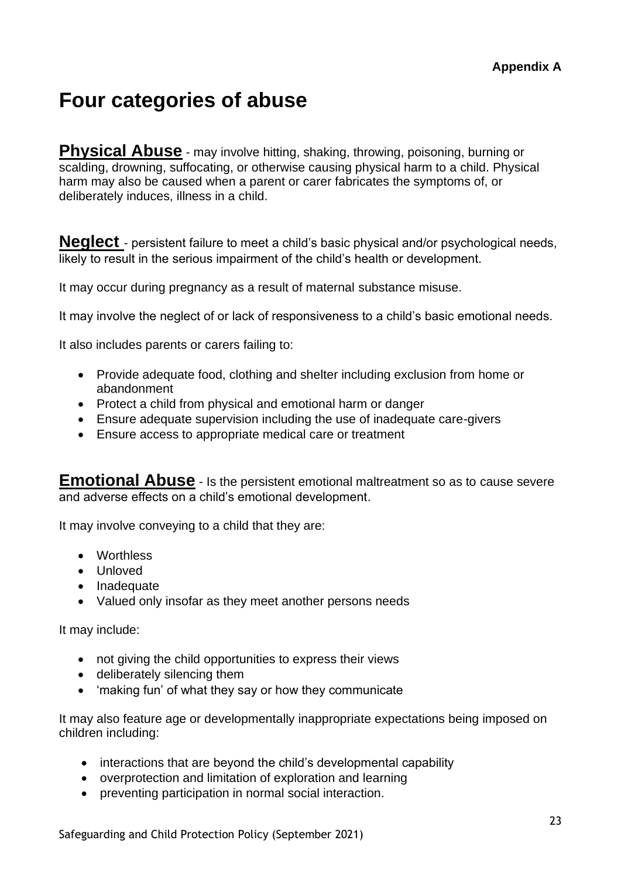**Appendix A**

# Four categories of abuse

**Physical Abuse** - may involve hitting, shaking, throwing, poisoning, burning or scalding, drowning, suffocating, or otherwise causing physical harm to a child. Physical harm may also be caused when a parent or carer fabricates the symptoms of, or deliberately induces, illness in a child.

**Neglect** - persistent failure to meet a child's basic physical and/or psychological needs, likely to result in the serious impairment of the child's health or development.

It may occur during pregnancy as a result of maternal substance misuse.

It may involve the neglect of or lack of responsiveness to a child's basic emotional needs.

It also includes parents or carers failing to:

- Provide adequate food, clothing and shelter including exclusion from home or abandonment
- Protect a child from physical and emotional harm or danger
- Ensure adequate supervision including the use of inadequate care-givers
- Ensure access to appropriate medical care or treatment

**Emotional Abuse** - Is the persistent emotional maltreatment so as to cause severe and adverse effects on a child's emotional development.

It may involve conveying to a child that they are:

- Worthless
- Unloved
- Inadequate
- Valued only insofar as they meet another persons needs

It may include:

- not giving the child opportunities to express their views
- deliberately silencing them
- 'making fun' of what they say or how they communicate

It may also feature age or developmentally inappropriate expectations being imposed on children including:

- interactions that are beyond the child's developmental capability
- overprotection and limitation of exploration and learning
- preventing participation in normal social interaction.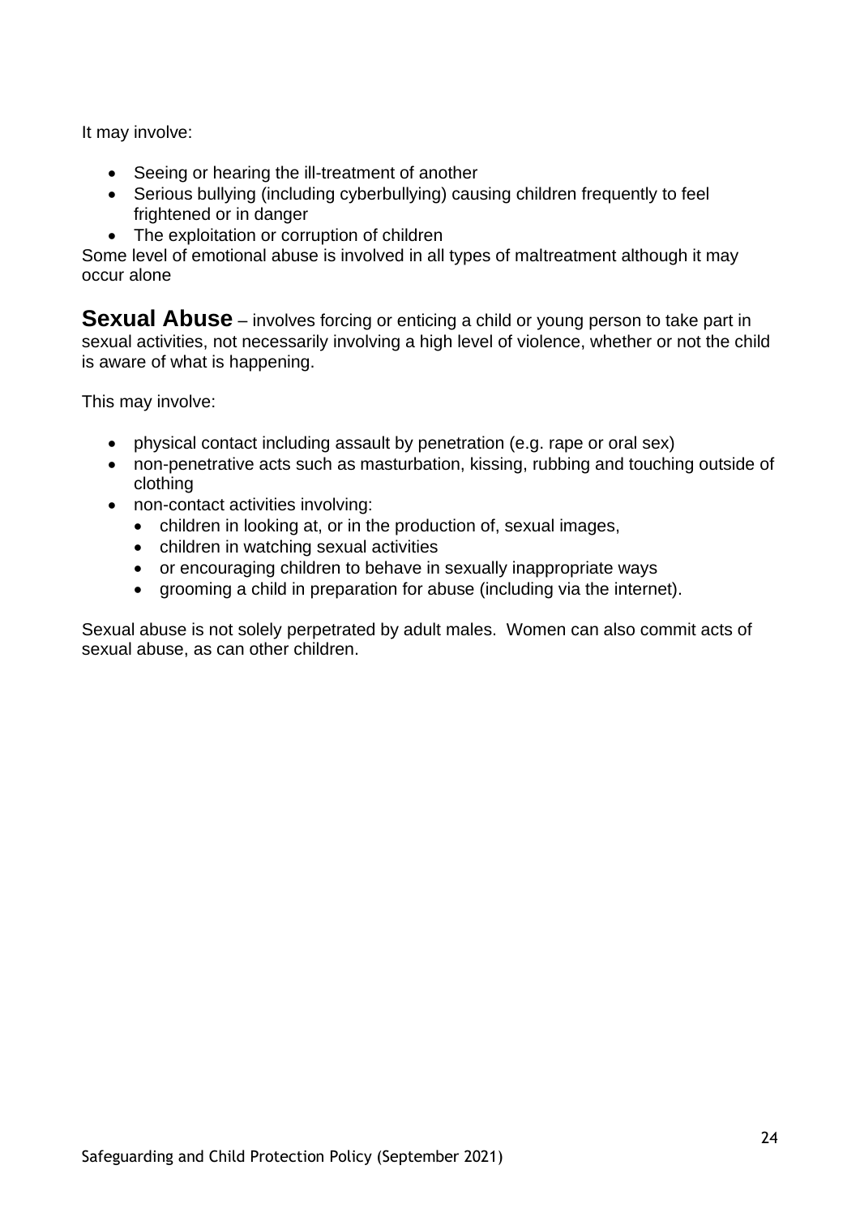It may involve:

- Seeing or hearing the ill-treatment of another
- Serious bullying (including cyberbullying) causing children frequently to feel frightened or in danger
- The exploitation or corruption of children

Some level of emotional abuse is involved in all types of maltreatment although it may occur alone

**Sexual Abuse** – involves forcing or enticing a child or young person to take part in sexual activities, not necessarily involving a high level of violence, whether or not the child is aware of what is happening.

This may involve:

- physical contact including assault by penetration (e.g. rape or oral sex)
- non-penetrative acts such as masturbation, kissing, rubbing and touching outside of clothing
- non-contact activities involving:
    - children in looking at, or in the production of, sexual images,
    - children in watching sexual activities
    - or encouraging children to behave in sexually inappropriate ways
    - grooming a child in preparation for abuse (including via the internet).

Sexual abuse is not solely perpetrated by adult males. Women can also commit acts of sexual abuse, as can other children.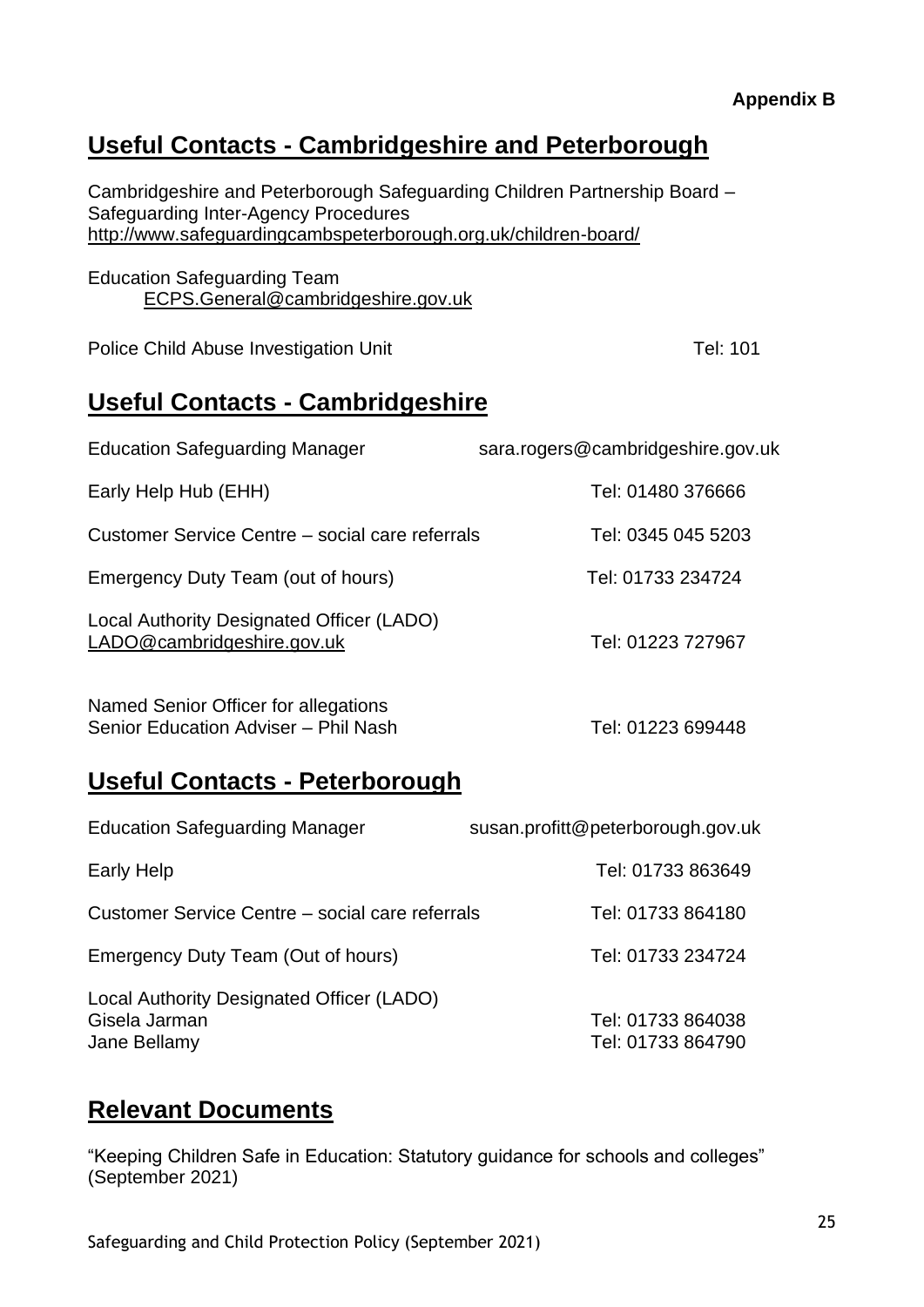**Appendix B**

## Useful Contacts - Cambridgeshire and Peterborough

Cambridgeshire and Peterborough Safeguarding Children Partnership Board – Safeguarding Inter-Agency Procedures
http://www.safeguardingcambspeterborough.org.uk/children-board/

Education Safeguarding Team
ECPS.General@cambridgeshire.gov.uk

Police Child Abuse Investigation Unit — Tel: 101

## Useful Contacts - Cambridgeshire

| | |
|---|---|
| Education Safeguarding Manager | sara.rogers@cambridgeshire.gov.uk |
| Early Help Hub (EHH) | Tel: 01480 376666 |
| Customer Service Centre – social care referrals | Tel: 0345 045 5203 |
| Emergency Duty Team (out of hours) | Tel: 01733 234724 |
| Local Authority Designated Officer (LADO) LADO@cambridgeshire.gov.uk | Tel: 01223 727967 |
| Named Senior Officer for allegations Senior Education Adviser – Phil Nash | Tel: 01223 699448 |

## Useful Contacts - Peterborough

| | |
|---|---|
| Education Safeguarding Manager | susan.profitt@peterborough.gov.uk |
| Early Help | Tel: 01733 863649 |
| Customer Service Centre – social care referrals | Tel: 01733 864180 |
| Emergency Duty Team (Out of hours) | Tel: 01733 234724 |
| Local Authority Designated Officer (LADO) | |
| Gisela Jarman | Tel: 01733 864038 |
| Jane Bellamy | Tel: 01733 864790 |

## Relevant Documents

"Keeping Children Safe in Education: Statutory guidance for schools and colleges" (September 2021)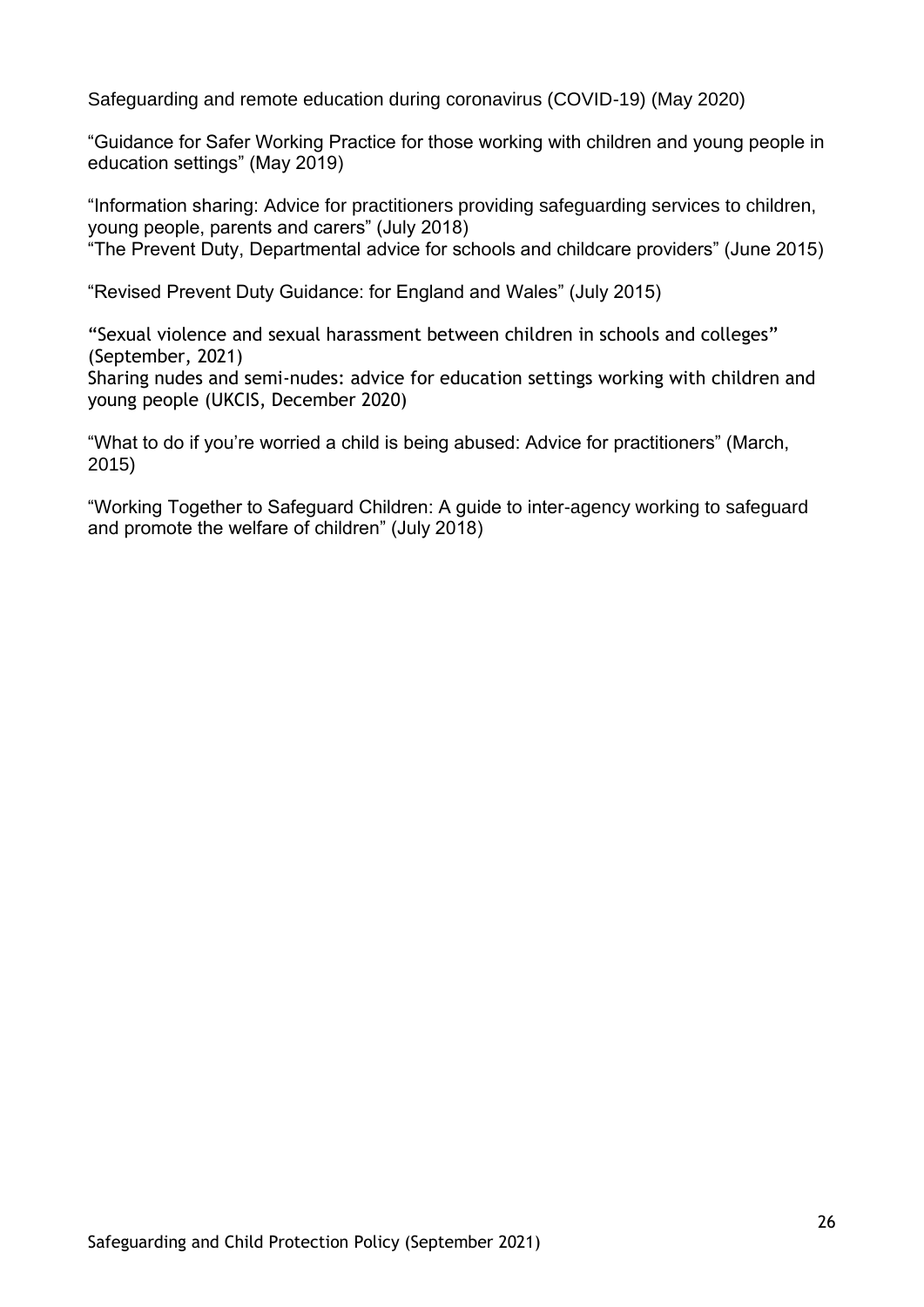Safeguarding and remote education during coronavirus (COVID-19) (May 2020)

"Guidance for Safer Working Practice for those working with children and young people in education settings" (May 2019)

"Information sharing: Advice for practitioners providing safeguarding services to children, young people, parents and carers" (July 2018)
"The Prevent Duty, Departmental advice for schools and childcare providers" (June 2015)

"Revised Prevent Duty Guidance: for England and Wales" (July 2015)

"Sexual violence and sexual harassment between children in schools and colleges" (September, 2021)
Sharing nudes and semi-nudes: advice for education settings working with children and young people (UKCIS, December 2020)

"What to do if you're worried a child is being abused: Advice for practitioners" (March, 2015)

"Working Together to Safeguard Children: A guide to inter-agency working to safeguard and promote the welfare of children" (July 2018)